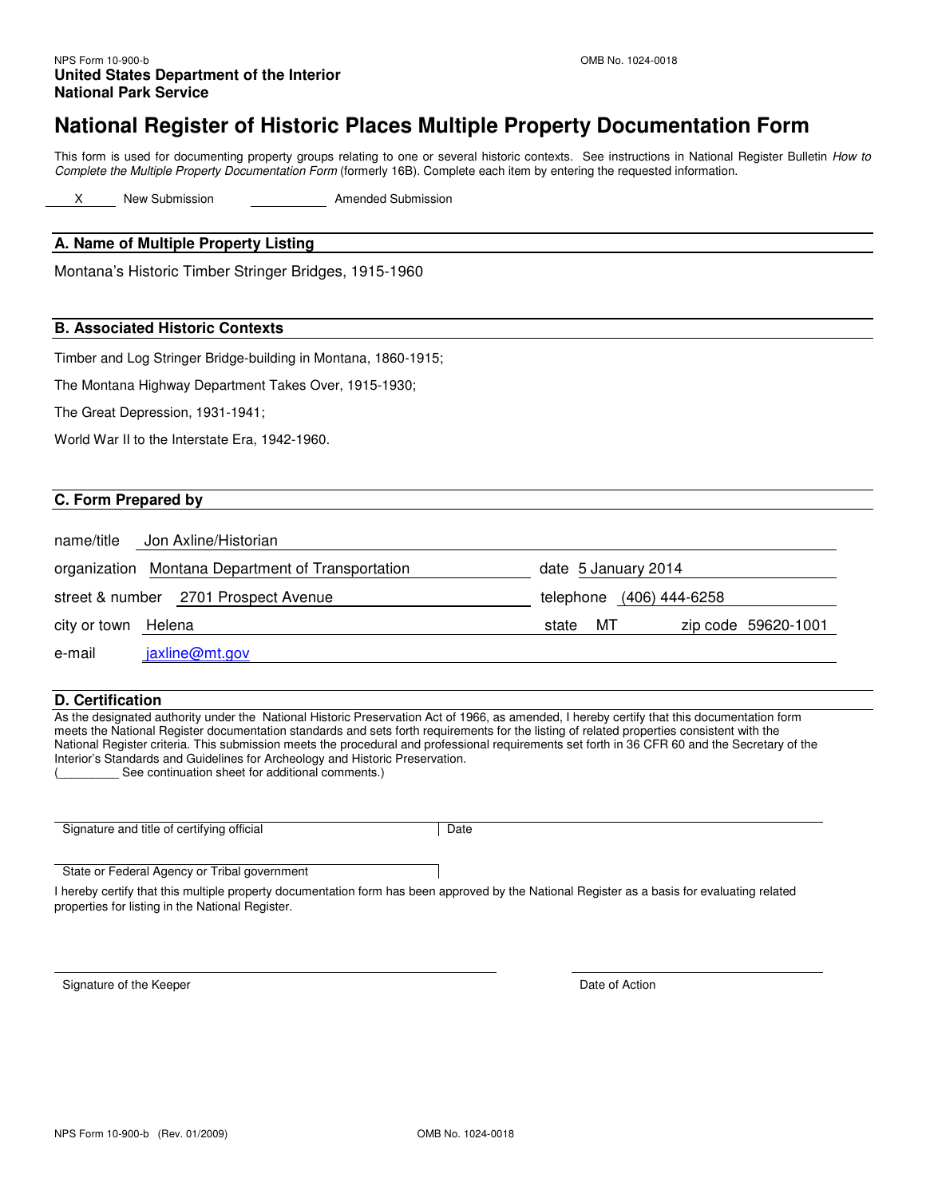NPS Form 10-900-b OMB No. 1024-0018

**United States Department of the Interior**
**National Park Service**

# National Register of Historic Places Multiple Property Documentation Form

This form is used for documenting property groups relating to one or several historic contexts. See instructions in National Register Bulletin *How to Complete the Multiple Property Documentation Form* (formerly 16B). Complete each item by entering the requested information.

X New Submission ______ Amended Submission

## A. Name of Multiple Property Listing

Montana's Historic Timber Stringer Bridges, 1915-1960

## B. Associated Historic Contexts

Timber and Log Stringer Bridge-building in Montana, 1860-1915;

The Montana Highway Department Takes Over, 1915-1930;

The Great Depression, 1931-1941;

World War II to the Interstate Era, 1942-1960.

## C. Form Prepared by

name/title Jon Axline/Historian

organization Montana Department of Transportation date 5 January 2014

street & number 2701 Prospect Avenue telephone (406) 444-6258

city or town Helena state MT zip code 59620-1001

e-mail jaxline@mt.gov

## D. Certification

As the designated authority under the National Historic Preservation Act of 1966, as amended, I hereby certify that this documentation form meets the National Register documentation standards and sets forth requirements for the listing of related properties consistent with the National Register criteria. This submission meets the procedural and professional requirements set forth in 36 CFR 60 and the Secretary of the Interior's Standards and Guidelines for Archeology and Historic Preservation.
(_________ See continuation sheet for additional comments.)

Signature and title of certifying official Date

State or Federal Agency or Tribal government

I hereby certify that this multiple property documentation form has been approved by the National Register as a basis for evaluating related properties for listing in the National Register.

Signature of the Keeper Date of Action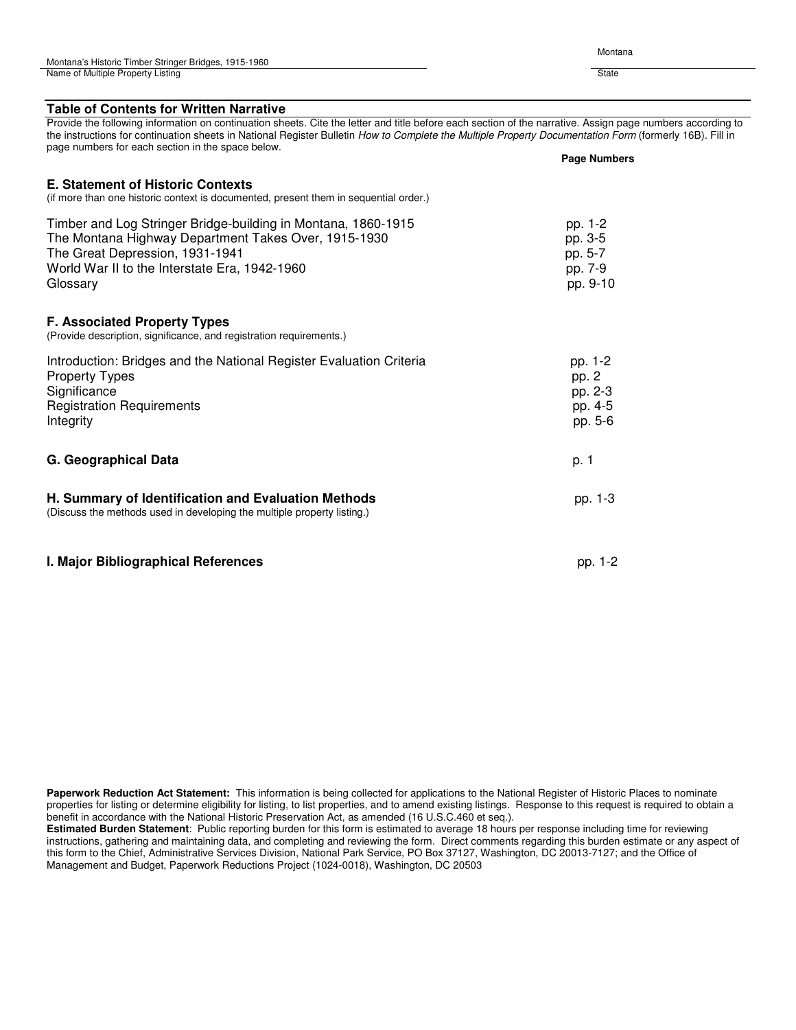Montana's Historic Timber Stringer Bridges, 1915-1960
Name of Multiple Property Listing

Montana
State

## Table of Contents for Written Narrative

Provide the following information on continuation sheets. Cite the letter and title before each section of the narrative. Assign page numbers according to the instructions for continuation sheets in National Register Bulletin *How to Complete the Multiple Property Documentation Form* (formerly 16B). Fill in page numbers for each section in the space below.

| | Page Numbers |
|---|---|
| **E. Statement of Historic Contexts** (if more than one historic context is documented, present them in sequential order.) | |
| Timber and Log Stringer Bridge-building in Montana, 1860-1915 | pp. 1-2 |
| The Montana Highway Department Takes Over, 1915-1930 | pp. 3-5 |
| The Great Depression, 1931-1941 | pp. 5-7 |
| World War II to the Interstate Era, 1942-1960 | pp. 7-9 |
| Glossary | pp. 9-10 |
| **F. Associated Property Types** (Provide description, significance, and registration requirements.) | |
| Introduction: Bridges and the National Register Evaluation Criteria | pp. 1-2 |
| Property Types | pp. 2 |
| Significance | pp. 2-3 |
| Registration Requirements | pp. 4-5 |
| Integrity | pp. 5-6 |
| **G. Geographical Data** | p. 1 |
| **H. Summary of Identification and Evaluation Methods** (Discuss the methods used in developing the multiple property listing.) | pp. 1-3 |
| **I. Major Bibliographical References** | pp. 1-2 |

**Paperwork Reduction Act Statement:** This information is being collected for applications to the National Register of Historic Places to nominate properties for listing or determine eligibility for listing, to list properties, and to amend existing listings. Response to this request is required to obtain a benefit in accordance with the National Historic Preservation Act, as amended (16 U.S.C.460 et seq.).
**Estimated Burden Statement**: Public reporting burden for this form is estimated to average 18 hours per response including time for reviewing instructions, gathering and maintaining data, and completing and reviewing the form. Direct comments regarding this burden estimate or any aspect of this form to the Chief, Administrative Services Division, National Park Service, PO Box 37127, Washington, DC 20013-7127; and the Office of Management and Budget, Paperwork Reductions Project (1024-0018), Washington, DC 20503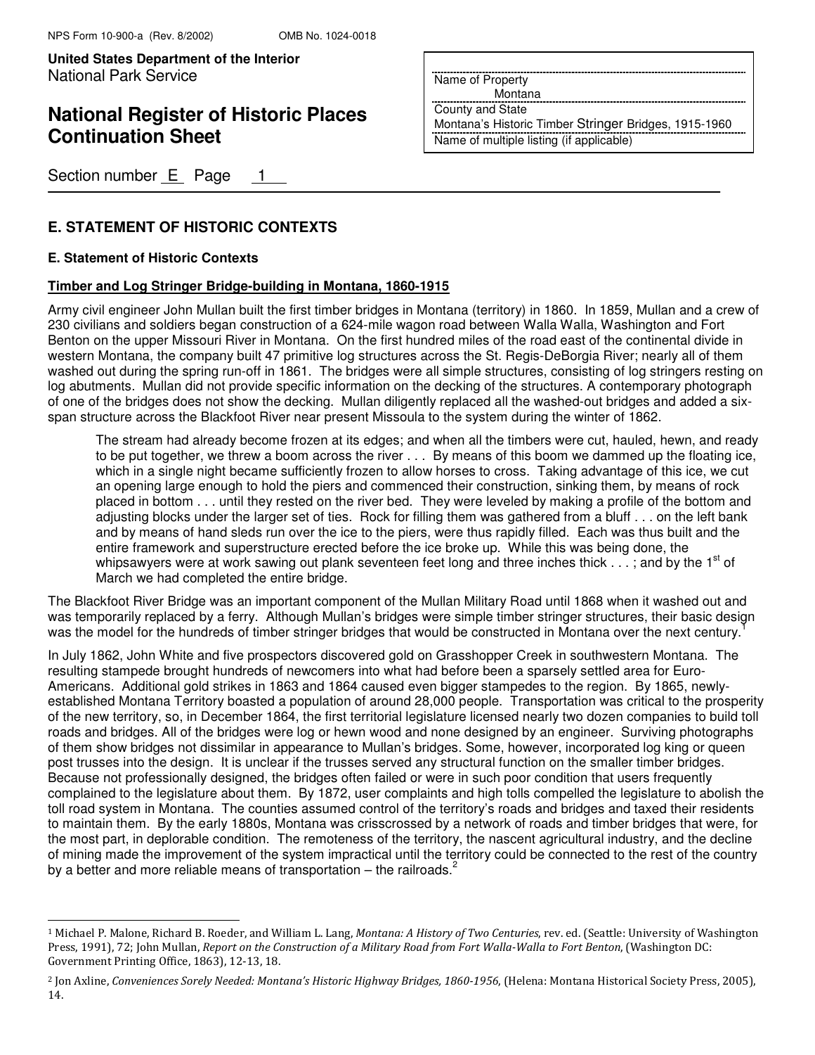# E. STATEMENT OF HISTORIC CONTEXTS

### E. Statement of Historic Contexts

**Timber and Log Stringer Bridge-building in Montana, 1860-1915**

Army civil engineer John Mullan built the first timber bridges in Montana (territory) in 1860. In 1859, Mullan and a crew of 230 civilians and soldiers began construction of a 624-mile wagon road between Walla Walla, Washington and Fort Benton on the upper Missouri River in Montana. On the first hundred miles of the road east of the continental divide in western Montana, the company built 47 primitive log structures across the St. Regis-DeBorgia River; nearly all of them washed out during the spring run-off in 1861. The bridges were all simple structures, consisting of log stringers resting on log abutments. Mullan did not provide specific information on the decking of the structures. A contemporary photograph of one of the bridges does not show the decking. Mullan diligently replaced all the washed-out bridges and added a six-span structure across the Blackfoot River near present Missoula to the system during the winter of 1862.

> The stream had already become frozen at its edges; and when all the timbers were cut, hauled, hewn, and ready to be put together, we threw a boom across the river . . . By means of this boom we dammed up the floating ice, which in a single night became sufficiently frozen to allow horses to cross. Taking advantage of this ice, we cut an opening large enough to hold the piers and commenced their construction, sinking them, by means of rock placed in bottom . . . until they rested on the river bed. They were leveled by making a profile of the bottom and adjusting blocks under the larger set of ties. Rock for filling them was gathered from a bluff . . . on the left bank and by means of hand sleds run over the ice to the piers, were thus rapidly filled. Each was thus built and the entire framework and superstructure erected before the ice broke up. While this was being done, the whipsawyers were at work sawing out plank seventeen feet long and three inches thick . . . ; and by the 1st of March we had completed the entire bridge.

The Blackfoot River Bridge was an important component of the Mullan Military Road until 1868 when it washed out and was temporarily replaced by a ferry. Although Mullan's bridges were simple timber stringer structures, their basic design was the model for the hundreds of timber stringer bridges that would be constructed in Montana over the next century.[1]

In July 1862, John White and five prospectors discovered gold on Grasshopper Creek in southwestern Montana. The resulting stampede brought hundreds of newcomers into what had before been a sparsely settled area for Euro-Americans. Additional gold strikes in 1863 and 1864 caused even bigger stampedes to the region. By 1865, newly-established Montana Territory boasted a population of around 28,000 people. Transportation was critical to the prosperity of the new territory, so, in December 1864, the first territorial legislature licensed nearly two dozen companies to build toll roads and bridges. All of the bridges were log or hewn wood and none designed by an engineer. Surviving photographs of them show bridges not dissimilar in appearance to Mullan's bridges. Some, however, incorporated log king or queen post trusses into the design. It is unclear if the trusses served any structural function on the smaller timber bridges. Because not professionally designed, the bridges often failed or were in such poor condition that users frequently complained to the legislature about them. By 1872, user complaints and high tolls compelled the legislature to abolish the toll road system in Montana. The counties assumed control of the territory's roads and bridges and taxed their residents to maintain them. By the early 1880s, Montana was crisscrossed by a network of roads and timber bridges that were, for the most part, in deplorable condition. The remoteness of the territory, the nascent agricultural industry, and the decline of mining made the improvement of the system impractical until the territory could be connected to the rest of the country by a better and more reliable means of transportation – the railroads.[2]

---

[1] Michael P. Malone, Richard B. Roeder, and William L. Lang, *Montana: A History of Two Centuries*, rev. ed. (Seattle: University of Washington Press, 1991), 72; John Mullan, *Report on the Construction of a Military Road from Fort Walla-Walla to Fort Benton*, (Washington DC: Government Printing Office, 1863), 12-13, 18.

[2] Jon Axline, *Conveniences Sorely Needed: Montana's Historic Highway Bridges, 1860-1956*, (Helena: Montana Historical Society Press, 2005), 14.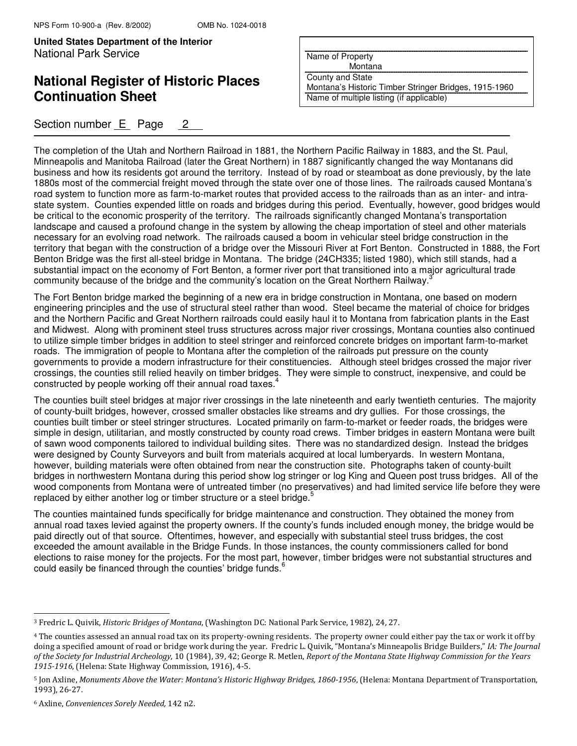The completion of the Utah and Northern Railroad in 1881, the Northern Pacific Railway in 1883, and the St. Paul, Minneapolis and Manitoba Railroad (later the Great Northern) in 1887 significantly changed the way Montanans did business and how its residents got around the territory. Instead of by road or steamboat as done previously, by the late 1880s most of the commercial freight moved through the state over one of those lines. The railroads caused Montana's road system to function more as farm-to-market routes that provided access to the railroads than as an inter- and intra-state system. Counties expended little on roads and bridges during this period. Eventually, however, good bridges would be critical to the economic prosperity of the territory. The railroads significantly changed Montana's transportation landscape and caused a profound change in the system by allowing the cheap importation of steel and other materials necessary for an evolving road network. The railroads caused a boom in vehicular steel bridge construction in the territory that began with the construction of a bridge over the Missouri River at Fort Benton. Constructed in 1888, the Fort Benton Bridge was the first all-steel bridge in Montana. The bridge (24CH335; listed 1980), which still stands, had a substantial impact on the economy of Fort Benton, a former river port that transitioned into a major agricultural trade community because of the bridge and the community's location on the Great Northern Railway.[3]

The Fort Benton bridge marked the beginning of a new era in bridge construction in Montana, one based on modern engineering principles and the use of structural steel rather than wood. Steel became the material of choice for bridges and the Northern Pacific and Great Northern railroads could easily haul it to Montana from fabrication plants in the East and Midwest. Along with prominent steel truss structures across major river crossings, Montana counties also continued to utilize simple timber bridges in addition to steel stringer and reinforced concrete bridges on important farm-to-market roads. The immigration of people to Montana after the completion of the railroads put pressure on the county governments to provide a modern infrastructure for their constituencies. Although steel bridges crossed the major river crossings, the counties still relied heavily on timber bridges. They were simple to construct, inexpensive, and could be constructed by people working off their annual road taxes.[4]

The counties built steel bridges at major river crossings in the late nineteenth and early twentieth centuries. The majority of county-built bridges, however, crossed smaller obstacles like streams and dry gullies. For those crossings, the counties built timber or steel stringer structures. Located primarily on farm-to-market or feeder roads, the bridges were simple in design, utilitarian, and mostly constructed by county road crews. Timber bridges in eastern Montana were built of sawn wood components tailored to individual building sites. There was no standardized design. Instead the bridges were designed by County Surveyors and built from materials acquired at local lumberyards. In western Montana, however, building materials were often obtained from near the construction site. Photographs taken of county-built bridges in northwestern Montana during this period show log stringer or log King and Queen post truss bridges. All of the wood components from Montana were of untreated timber (no preservatives) and had limited service life before they were replaced by either another log or timber structure or a steel bridge.[5]

The counties maintained funds specifically for bridge maintenance and construction. They obtained the money from annual road taxes levied against the property owners. If the county's funds included enough money, the bridge would be paid directly out of that source. Oftentimes, however, and especially with substantial steel truss bridges, the cost exceeded the amount available in the Bridge Funds. In those instances, the county commissioners called for bond elections to raise money for the projects. For the most part, however, timber bridges were not substantial structures and could easily be financed through the counties' bridge funds.[6]

---

[3] Fredric L. Quivik, *Historic Bridges of Montana*, (Washington DC: National Park Service, 1982), 24, 27.

[4] The counties assessed an annual road tax on its property-owning residents. The property owner could either pay the tax or work it off by doing a specified amount of road or bridge work during the year. Fredric L. Quivik, "Montana's Minneapolis Bridge Builders," *IA: The Journal of the Society for Industrial Archeology*, 10 (1984), 39, 42; George R. Metlen, *Report of the Montana State Highway Commission for the Years 1915-1916*, (Helena: State Highway Commission, 1916), 4-5.

[5] Jon Axline, *Monuments Above the Water: Montana's Historic Highway Bridges, 1860-1956*, (Helena: Montana Department of Transportation, 1993), 26-27.

[6] Axline, *Conveniences Sorely Needed,* 142 n2.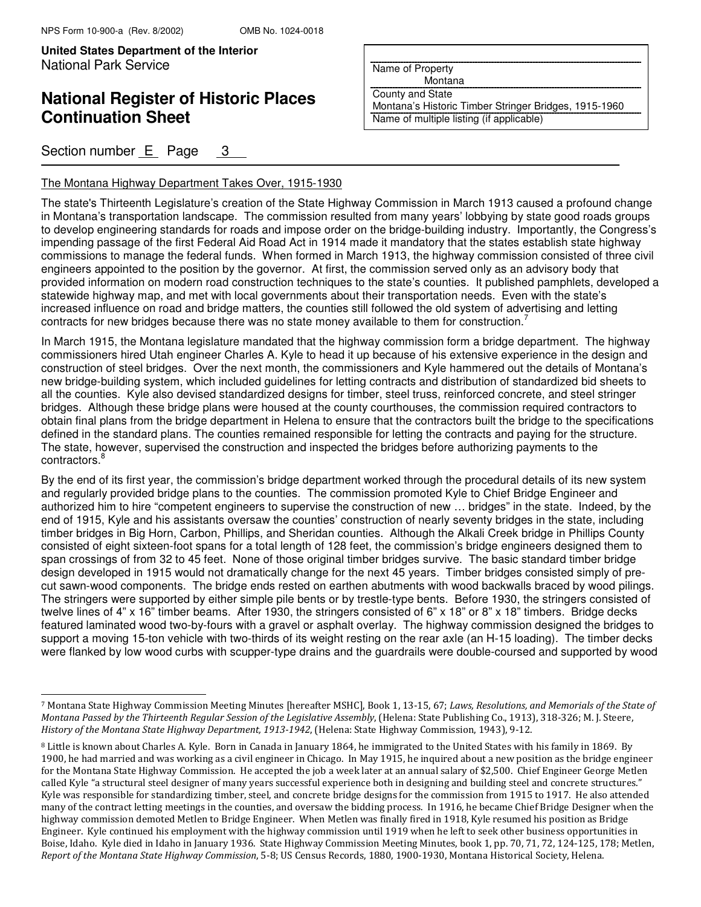The Montana Highway Department Takes Over, 1915-1930

The state's Thirteenth Legislature's creation of the State Highway Commission in March 1913 caused a profound change in Montana's transportation landscape. The commission resulted from many years' lobbying by state good roads groups to develop engineering standards for roads and impose order on the bridge-building industry. Importantly, the Congress's impending passage of the first Federal Aid Road Act in 1914 made it mandatory that the states establish state highway commissions to manage the federal funds. When formed in March 1913, the highway commission consisted of three civil engineers appointed to the position by the governor. At first, the commission served only as an advisory body that provided information on modern road construction techniques to the state's counties. It published pamphlets, developed a statewide highway map, and met with local governments about their transportation needs. Even with the state's increased influence on road and bridge matters, the counties still followed the old system of advertising and letting contracts for new bridges because there was no state money available to them for construction.[7]

In March 1915, the Montana legislature mandated that the highway commission form a bridge department. The highway commissioners hired Utah engineer Charles A. Kyle to head it up because of his extensive experience in the design and construction of steel bridges. Over the next month, the commissioners and Kyle hammered out the details of Montana's new bridge-building system, which included guidelines for letting contracts and distribution of standardized bid sheets to all the counties. Kyle also devised standardized designs for timber, steel truss, reinforced concrete, and steel stringer bridges. Although these bridge plans were housed at the county courthouses, the commission required contractors to obtain final plans from the bridge department in Helena to ensure that the contractors built the bridge to the specifications defined in the standard plans. The counties remained responsible for letting the contracts and paying for the structure. The state, however, supervised the construction and inspected the bridges before authorizing payments to the contractors.[8]

By the end of its first year, the commission's bridge department worked through the procedural details of its new system and regularly provided bridge plans to the counties. The commission promoted Kyle to Chief Bridge Engineer and authorized him to hire "competent engineers to supervise the construction of new … bridges" in the state. Indeed, by the end of 1915, Kyle and his assistants oversaw the counties' construction of nearly seventy bridges in the state, including timber bridges in Big Horn, Carbon, Phillips, and Sheridan counties. Although the Alkali Creek bridge in Phillips County consisted of eight sixteen-foot spans for a total length of 128 feet, the commission's bridge engineers designed them to span crossings of from 32 to 45 feet. None of those original timber bridges survive. The basic standard timber bridge design developed in 1915 would not dramatically change for the next 45 years. Timber bridges consisted simply of pre-cut sawn-wood components. The bridge ends rested on earthen abutments with wood backwalls braced by wood pilings. The stringers were supported by either simple pile bents or by trestle-type bents. Before 1930, the stringers consisted of twelve lines of 4" x 16" timber beams. After 1930, the stringers consisted of 6" x 18" or 8" x 18" timbers. Bridge decks featured laminated wood two-by-fours with a gravel or asphalt overlay. The highway commission designed the bridges to support a moving 15-ton vehicle with two-thirds of its weight resting on the rear axle (an H-15 loading). The timber decks were flanked by low wood curbs with scupper-type drains and the guardrails were double-coursed and supported by wood

---

[7] Montana State Highway Commission Meeting Minutes [hereafter MSHC], Book 1, 13-15, 67; *Laws, Resolutions, and Memorials of the State of Montana Passed by the Thirteenth Regular Session of the Legislative Assembly*, (Helena: State Publishing Co., 1913), 318-326; M. J. Steere, *History of the Montana State Highway Department, 1913-1942*, (Helena: State Highway Commission, 1943), 9-12.

[8] Little is known about Charles A. Kyle. Born in Canada in January 1864, he immigrated to the United States with his family in 1869. By 1900, he had married and was working as a civil engineer in Chicago. In May 1915, he inquired about a new position as the bridge engineer for the Montana State Highway Commission. He accepted the job a week later at an annual salary of $2,500. Chief Engineer George Metlen called Kyle "a structural steel designer of many years successful experience both in designing and building steel and concrete structures." Kyle was responsible for standardizing timber, steel, and concrete bridge designs for the commission from 1915 to 1917. He also attended many of the contract letting meetings in the counties, and oversaw the bidding process. In 1916, he became Chief Bridge Designer when the highway commission demoted Metlen to Bridge Engineer. When Metlen was finally fired in 1918, Kyle resumed his position as Bridge Engineer. Kyle continued his employment with the highway commission until 1919 when he left to seek other business opportunities in Boise, Idaho. Kyle died in Idaho in January 1936. State Highway Commission Meeting Minutes, book 1, pp. 70, 71, 72, 124-125, 178; Metlen, *Report of the Montana State Highway Commission*, 5-8; US Census Records, 1880, 1900-1930, Montana Historical Society, Helena.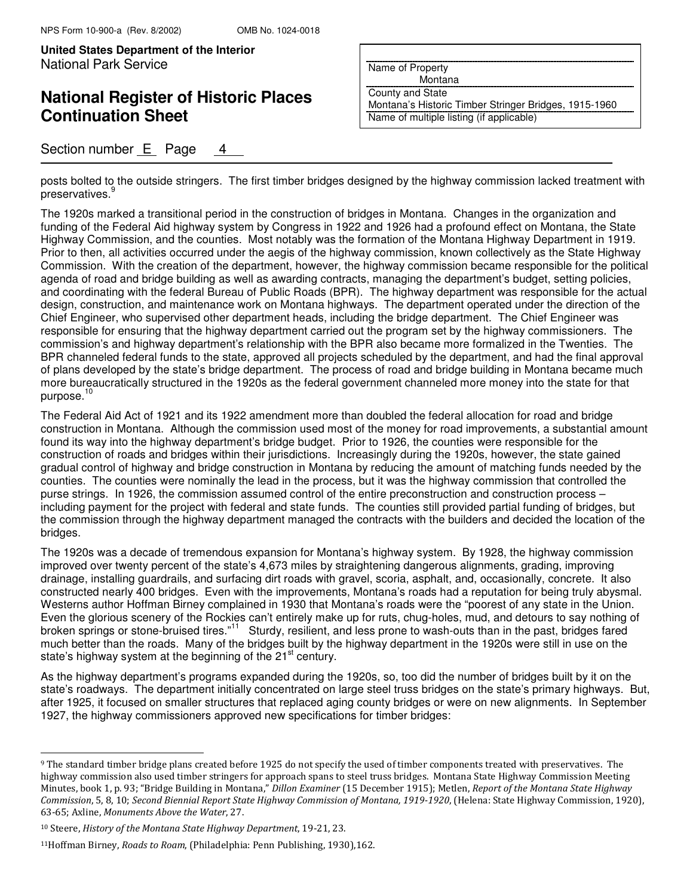posts bolted to the outside stringers. The first timber bridges designed by the highway commission lacked treatment with preservatives.[9]

The 1920s marked a transitional period in the construction of bridges in Montana. Changes in the organization and funding of the Federal Aid highway system by Congress in 1922 and 1926 had a profound effect on Montana, the State Highway Commission, and the counties. Most notably was the formation of the Montana Highway Department in 1919. Prior to then, all activities occurred under the aegis of the highway commission, known collectively as the State Highway Commission. With the creation of the department, however, the highway commission became responsible for the political agenda of road and bridge building as well as awarding contracts, managing the department's budget, setting policies, and coordinating with the federal Bureau of Public Roads (BPR). The highway department was responsible for the actual design, construction, and maintenance work on Montana highways. The department operated under the direction of the Chief Engineer, who supervised other department heads, including the bridge department. The Chief Engineer was responsible for ensuring that the highway department carried out the program set by the highway commissioners. The commission's and highway department's relationship with the BPR also became more formalized in the Twenties. The BPR channeled federal funds to the state, approved all projects scheduled by the department, and had the final approval of plans developed by the state's bridge department. The process of road and bridge building in Montana became much more bureaucratically structured in the 1920s as the federal government channeled more money into the state for that purpose.[10]

The Federal Aid Act of 1921 and its 1922 amendment more than doubled the federal allocation for road and bridge construction in Montana. Although the commission used most of the money for road improvements, a substantial amount found its way into the highway department's bridge budget. Prior to 1926, the counties were responsible for the construction of roads and bridges within their jurisdictions. Increasingly during the 1920s, however, the state gained gradual control of highway and bridge construction in Montana by reducing the amount of matching funds needed by the counties. The counties were nominally the lead in the process, but it was the highway commission that controlled the purse strings. In 1926, the commission assumed control of the entire preconstruction and construction process – including payment for the project with federal and state funds. The counties still provided partial funding of bridges, but the commission through the highway department managed the contracts with the builders and decided the location of the bridges.

The 1920s was a decade of tremendous expansion for Montana's highway system. By 1928, the highway commission improved over twenty percent of the state's 4,673 miles by straightening dangerous alignments, grading, improving drainage, installing guardrails, and surfacing dirt roads with gravel, scoria, asphalt, and, occasionally, concrete. It also constructed nearly 400 bridges. Even with the improvements, Montana's roads had a reputation for being truly abysmal. Westerns author Hoffman Birney complained in 1930 that Montana's roads were the "poorest of any state in the Union. Even the glorious scenery of the Rockies can't entirely make up for ruts, chug-holes, mud, and detours to say nothing of broken springs or stone-bruised tires."[11] Sturdy, resilient, and less prone to wash-outs than in the past, bridges fared much better than the roads. Many of the bridges built by the highway department in the 1920s were still in use on the state's highway system at the beginning of the 21st century.

As the highway department's programs expanded during the 1920s, so, too did the number of bridges built by it on the state's roadways. The department initially concentrated on large steel truss bridges on the state's primary highways. But, after 1925, it focused on smaller structures that replaced aging county bridges or were on new alignments. In September 1927, the highway commissioners approved new specifications for timber bridges:

---

[9] The standard timber bridge plans created before 1925 do not specify the used of timber components treated with preservatives. The highway commission also used timber stringers for approach spans to steel truss bridges. Montana State Highway Commission Meeting Minutes, book 1, p. 93; "Bridge Building in Montana," *Dillon Examiner* (15 December 1915); Metlen, *Report of the Montana State Highway Commission*, 5, 8, 10; *Second Biennial Report State Highway Commission of Montana, 1919-1920*, (Helena: State Highway Commission, 1920), 63-65; Axline, *Monuments Above the Water*, 27.

[10] Steere, *History of the Montana State Highway Department*, 19-21, 23.

[11] Hoffman Birney, *Roads to Roam*, (Philadelphia: Penn Publishing, 1930),162.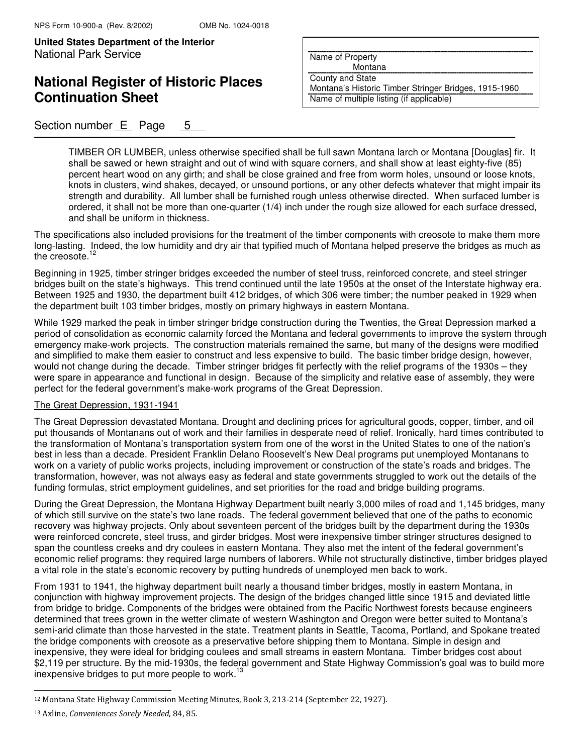TIMBER OR LUMBER, unless otherwise specified shall be full sawn Montana larch or Montana [Douglas] fir. It shall be sawed or hewn straight and out of wind with square corners, and shall show at least eighty-five (85) percent heart wood on any girth; and shall be close grained and free from worm holes, unsound or loose knots, knots in clusters, wind shakes, decayed, or unsound portions, or any other defects whatever that might impair its strength and durability. All lumber shall be furnished rough unless otherwise directed. When surfaced lumber is ordered, it shall not be more than one-quarter (1/4) inch under the rough size allowed for each surface dressed, and shall be uniform in thickness.

The specifications also included provisions for the treatment of the timber components with creosote to make them more long-lasting. Indeed, the low humidity and dry air that typified much of Montana helped preserve the bridges as much as the creosote.[12]

Beginning in 1925, timber stringer bridges exceeded the number of steel truss, reinforced concrete, and steel stringer bridges built on the state's highways. This trend continued until the late 1950s at the onset of the Interstate highway era. Between 1925 and 1930, the department built 412 bridges, of which 306 were timber; the number peaked in 1929 when the department built 103 timber bridges, mostly on primary highways in eastern Montana.

While 1929 marked the peak in timber stringer bridge construction during the Twenties, the Great Depression marked a period of consolidation as economic calamity forced the Montana and federal governments to improve the system through emergency make-work projects. The construction materials remained the same, but many of the designs were modified and simplified to make them easier to construct and less expensive to build. The basic timber bridge design, however, would not change during the decade. Timber stringer bridges fit perfectly with the relief programs of the 1930s – they were spare in appearance and functional in design. Because of the simplicity and relative ease of assembly, they were perfect for the federal government's make-work programs of the Great Depression.

The Great Depression, 1931-1941

The Great Depression devastated Montana. Drought and declining prices for agricultural goods, copper, timber, and oil put thousands of Montanans out of work and their families in desperate need of relief. Ironically, hard times contributed to the transformation of Montana's transportation system from one of the worst in the United States to one of the nation's best in less than a decade. President Franklin Delano Roosevelt's New Deal programs put unemployed Montanans to work on a variety of public works projects, including improvement or construction of the state's roads and bridges. The transformation, however, was not always easy as federal and state governments struggled to work out the details of the funding formulas, strict employment guidelines, and set priorities for the road and bridge building programs.

During the Great Depression, the Montana Highway Department built nearly 3,000 miles of road and 1,145 bridges, many of which still survive on the state's two lane roads. The federal government believed that one of the paths to economic recovery was highway projects. Only about seventeen percent of the bridges built by the department during the 1930s were reinforced concrete, steel truss, and girder bridges. Most were inexpensive timber stringer structures designed to span the countless creeks and dry coulees in eastern Montana. They also met the intent of the federal government's economic relief programs: they required large numbers of laborers. While not structurally distinctive, timber bridges played a vital role in the state's economic recovery by putting hundreds of unemployed men back to work.

From 1931 to 1941, the highway department built nearly a thousand timber bridges, mostly in eastern Montana, in conjunction with highway improvement projects. The design of the bridges changed little since 1915 and deviated little from bridge to bridge. Components of the bridges were obtained from the Pacific Northwest forests because engineers determined that trees grown in the wetter climate of western Washington and Oregon were better suited to Montana's semi-arid climate than those harvested in the state. Treatment plants in Seattle, Tacoma, Portland, and Spokane treated the bridge components with creosote as a preservative before shipping them to Montana. Simple in design and inexpensive, they were ideal for bridging coulees and small streams in eastern Montana. Timber bridges cost about $2,119 per structure. By the mid-1930s, the federal government and State Highway Commission's goal was to build more inexpensive bridges to put more people to work.[13]

---

[12] Montana State Highway Commission Meeting Minutes, Book 3, 213-214 (September 22, 1927).

[13] Axline, *Conveniences Sorely Needed*, 84, 85.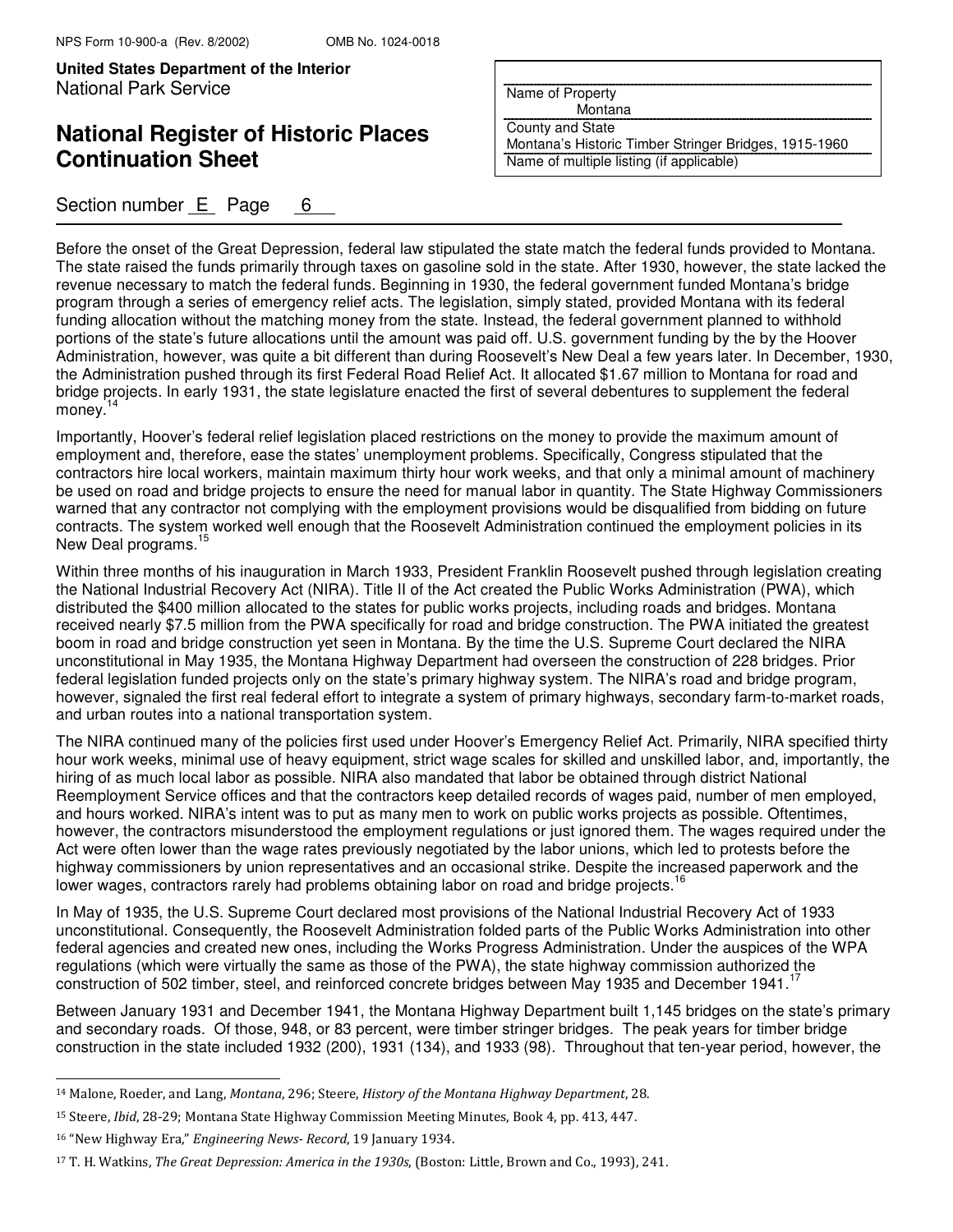Before the onset of the Great Depression, federal law stipulated the state match the federal funds provided to Montana. The state raised the funds primarily through taxes on gasoline sold in the state. After 1930, however, the state lacked the revenue necessary to match the federal funds. Beginning in 1930, the federal government funded Montana's bridge program through a series of emergency relief acts. The legislation, simply stated, provided Montana with its federal funding allocation without the matching money from the state. Instead, the federal government planned to withhold portions of the state's future allocations until the amount was paid off. U.S. government funding by the by the Hoover Administration, however, was quite a bit different than during Roosevelt's New Deal a few years later. In December, 1930, the Administration pushed through its first Federal Road Relief Act. It allocated $1.67 million to Montana for road and bridge projects. In early 1931, the state legislature enacted the first of several debentures to supplement the federal money.[14]

Importantly, Hoover's federal relief legislation placed restrictions on the money to provide the maximum amount of employment and, therefore, ease the states' unemployment problems. Specifically, Congress stipulated that the contractors hire local workers, maintain maximum thirty hour work weeks, and that only a minimal amount of machinery be used on road and bridge projects to ensure the need for manual labor in quantity. The State Highway Commissioners warned that any contractor not complying with the employment provisions would be disqualified from bidding on future contracts. The system worked well enough that the Roosevelt Administration continued the employment policies in its New Deal programs.[15]

Within three months of his inauguration in March 1933, President Franklin Roosevelt pushed through legislation creating the National Industrial Recovery Act (NIRA). Title II of the Act created the Public Works Administration (PWA), which distributed the $400 million allocated to the states for public works projects, including roads and bridges. Montana received nearly $7.5 million from the PWA specifically for road and bridge construction. The PWA initiated the greatest boom in road and bridge construction yet seen in Montana. By the time the U.S. Supreme Court declared the NIRA unconstitutional in May 1935, the Montana Highway Department had overseen the construction of 228 bridges. Prior federal legislation funded projects only on the state's primary highway system. The NIRA's road and bridge program, however, signaled the first real federal effort to integrate a system of primary highways, secondary farm-to-market roads, and urban routes into a national transportation system.

The NIRA continued many of the policies first used under Hoover's Emergency Relief Act. Primarily, NIRA specified thirty hour work weeks, minimal use of heavy equipment, strict wage scales for skilled and unskilled labor, and, importantly, the hiring of as much local labor as possible. NIRA also mandated that labor be obtained through district National Reemployment Service offices and that the contractors keep detailed records of wages paid, number of men employed, and hours worked. NIRA's intent was to put as many men to work on public works projects as possible. Oftentimes, however, the contractors misunderstood the employment regulations or just ignored them. The wages required under the Act were often lower than the wage rates previously negotiated by the labor unions, which led to protests before the highway commissioners by union representatives and an occasional strike. Despite the increased paperwork and the lower wages, contractors rarely had problems obtaining labor on road and bridge projects.[16]

In May of 1935, the U.S. Supreme Court declared most provisions of the National Industrial Recovery Act of 1933 unconstitutional. Consequently, the Roosevelt Administration folded parts of the Public Works Administration into other federal agencies and created new ones, including the Works Progress Administration. Under the auspices of the WPA regulations (which were virtually the same as those of the PWA), the state highway commission authorized the construction of 502 timber, steel, and reinforced concrete bridges between May 1935 and December 1941.[17]

Between January 1931 and December 1941, the Montana Highway Department built 1,145 bridges on the state's primary and secondary roads. Of those, 948, or 83 percent, were timber stringer bridges. The peak years for timber bridge construction in the state included 1932 (200), 1931 (134), and 1933 (98). Throughout that ten-year period, however, the

---

[14] Malone, Roeder, and Lang, *Montana*, 296; Steere, *History of the Montana Highway Department*, 28.

[15] Steere, *Ibid*, 28-29; Montana State Highway Commission Meeting Minutes, Book 4, pp. 413, 447.

[16] "New Highway Era," *Engineering News- Record*, 19 January 1934.

[17] T. H. Watkins, *The Great Depression: America in the 1930s*, (Boston: Little, Brown and Co., 1993), 241.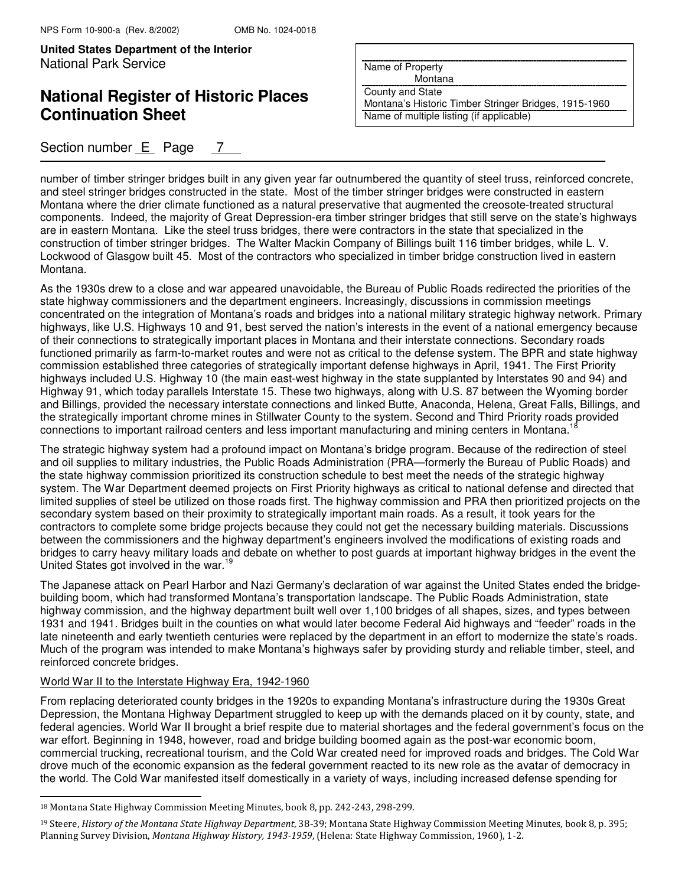number of timber stringer bridges built in any given year far outnumbered the quantity of steel truss, reinforced concrete, and steel stringer bridges constructed in the state. Most of the timber stringer bridges were constructed in eastern Montana where the drier climate functioned as a natural preservative that augmented the creosote-treated structural components. Indeed, the majority of Great Depression-era timber stringer bridges that still serve on the state's highways are in eastern Montana. Like the steel truss bridges, there were contractors in the state that specialized in the construction of timber stringer bridges. The Walter Mackin Company of Billings built 116 timber bridges, while L. V. Lockwood of Glasgow built 45. Most of the contractors who specialized in timber bridge construction lived in eastern Montana.

As the 1930s drew to a close and war appeared unavoidable, the Bureau of Public Roads redirected the priorities of the state highway commissioners and the department engineers. Increasingly, discussions in commission meetings concentrated on the integration of Montana's roads and bridges into a national military strategic highway network. Primary highways, like U.S. Highways 10 and 91, best served the nation's interests in the event of a national emergency because of their connections to strategically important places in Montana and their interstate connections. Secondary roads functioned primarily as farm-to-market routes and were not as critical to the defense system. The BPR and state highway commission established three categories of strategically important defense highways in April, 1941. The First Priority highways included U.S. Highway 10 (the main east-west highway in the state supplanted by Interstates 90 and 94) and Highway 91, which today parallels Interstate 15. These two highways, along with U.S. 87 between the Wyoming border and Billings, provided the necessary interstate connections and linked Butte, Anaconda, Helena, Great Falls, Billings, and the strategically important chrome mines in Stillwater County to the system. Second and Third Priority roads provided connections to important railroad centers and less important manufacturing and mining centers in Montana.[18]

The strategic highway system had a profound impact on Montana's bridge program. Because of the redirection of steel and oil supplies to military industries, the Public Roads Administration (PRA—formerly the Bureau of Public Roads) and the state highway commission prioritized its construction schedule to best meet the needs of the strategic highway system. The War Department deemed projects on First Priority highways as critical to national defense and directed that limited supplies of steel be utilized on those roads first. The highway commission and PRA then prioritized projects on the secondary system based on their proximity to strategically important main roads. As a result, it took years for the contractors to complete some bridge projects because they could not get the necessary building materials. Discussions between the commissioners and the highway department's engineers involved the modifications of existing roads and bridges to carry heavy military loads and debate on whether to post guards at important highway bridges in the event the United States got involved in the war.[19]

The Japanese attack on Pearl Harbor and Nazi Germany's declaration of war against the United States ended the bridge-building boom, which had transformed Montana's transportation landscape. The Public Roads Administration, state highway commission, and the highway department built well over 1,100 bridges of all shapes, sizes, and types between 1931 and 1941. Bridges built in the counties on what would later become Federal Aid highways and "feeder" roads in the late nineteenth and early twentieth centuries were replaced by the department in an effort to modernize the state's roads. Much of the program was intended to make Montana's highways safer by providing sturdy and reliable timber, steel, and reinforced concrete bridges.

World War II to the Interstate Highway Era, 1942-1960

From replacing deteriorated county bridges in the 1920s to expanding Montana's infrastructure during the 1930s Great Depression, the Montana Highway Department struggled to keep up with the demands placed on it by county, state, and federal agencies. World War II brought a brief respite due to material shortages and the federal government's focus on the war effort. Beginning in 1948, however, road and bridge building boomed again as the post-war economic boom, commercial trucking, recreational tourism, and the Cold War created need for improved roads and bridges. The Cold War drove much of the economic expansion as the federal government reacted to its new role as the avatar of democracy in the world. The Cold War manifested itself domestically in a variety of ways, including increased defense spending for

[18] Montana State Highway Commission Meeting Minutes, book 8, pp. 242-243, 298-299.

[19] Steere, *History of the Montana State Highway Department*, 38-39; Montana State Highway Commission Meeting Minutes, book 8, p. 395; Planning Survey Division, *Montana Highway History, 1943-1959*, (Helena: State Highway Commission, 1960), 1-2.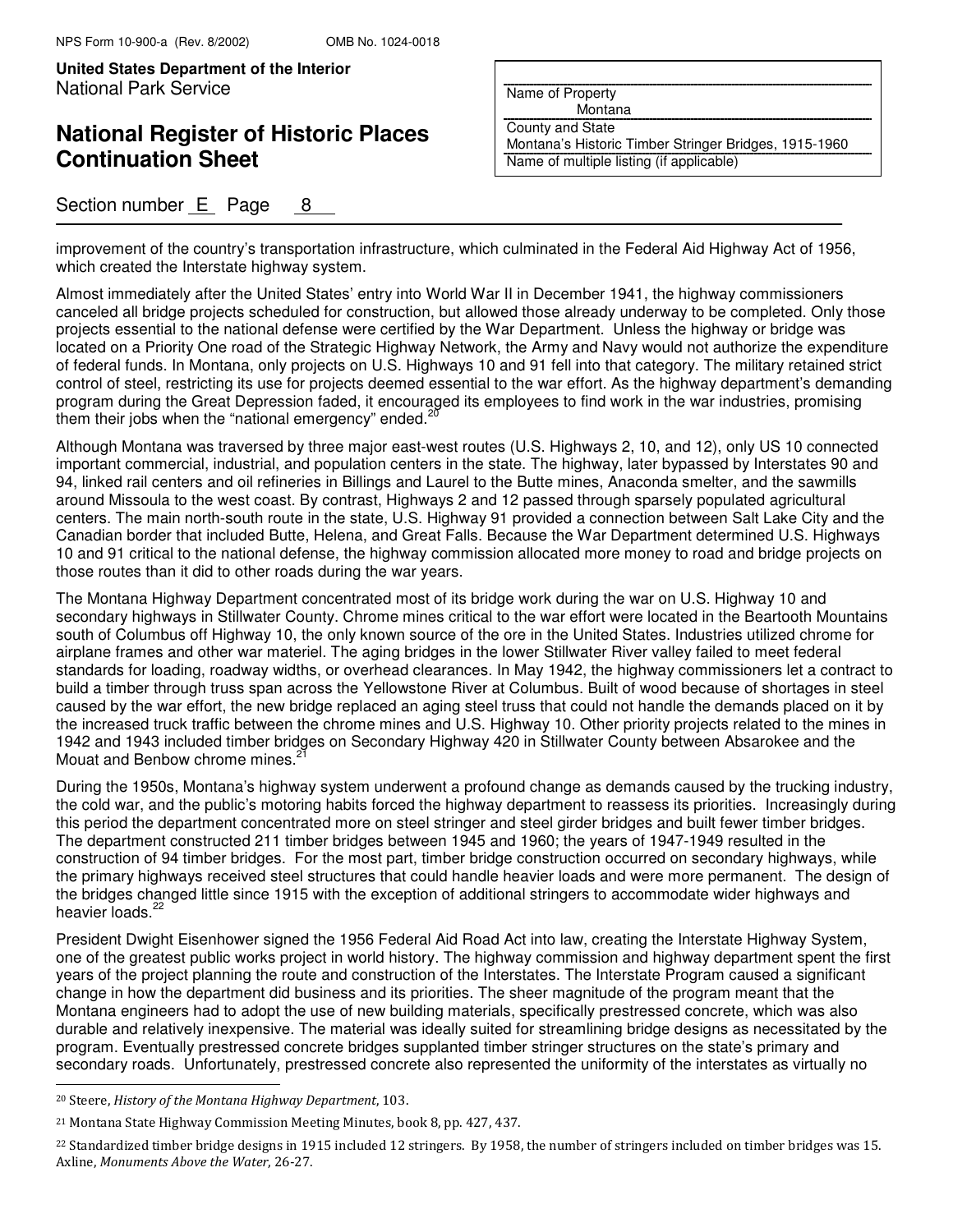improvement of the country's transportation infrastructure, which culminated in the Federal Aid Highway Act of 1956, which created the Interstate highway system.

Almost immediately after the United States' entry into World War II in December 1941, the highway commissioners canceled all bridge projects scheduled for construction, but allowed those already underway to be completed. Only those projects essential to the national defense were certified by the War Department. Unless the highway or bridge was located on a Priority One road of the Strategic Highway Network, the Army and Navy would not authorize the expenditure of federal funds. In Montana, only projects on U.S. Highways 10 and 91 fell into that category. The military retained strict control of steel, restricting its use for projects deemed essential to the war effort. As the highway department's demanding program during the Great Depression faded, it encouraged its employees to find work in the war industries, promising them their jobs when the "national emergency" ended.[20]

Although Montana was traversed by three major east-west routes (U.S. Highways 2, 10, and 12), only US 10 connected important commercial, industrial, and population centers in the state. The highway, later bypassed by Interstates 90 and 94, linked rail centers and oil refineries in Billings and Laurel to the Butte mines, Anaconda smelter, and the sawmills around Missoula to the west coast. By contrast, Highways 2 and 12 passed through sparsely populated agricultural centers. The main north-south route in the state, U.S. Highway 91 provided a connection between Salt Lake City and the Canadian border that included Butte, Helena, and Great Falls. Because the War Department determined U.S. Highways 10 and 91 critical to the national defense, the highway commission allocated more money to road and bridge projects on those routes than it did to other roads during the war years.

The Montana Highway Department concentrated most of its bridge work during the war on U.S. Highway 10 and secondary highways in Stillwater County. Chrome mines critical to the war effort were located in the Beartooth Mountains south of Columbus off Highway 10, the only known source of the ore in the United States. Industries utilized chrome for airplane frames and other war materiel. The aging bridges in the lower Stillwater River valley failed to meet federal standards for loading, roadway widths, or overhead clearances. In May 1942, the highway commissioners let a contract to build a timber through truss span across the Yellowstone River at Columbus. Built of wood because of shortages in steel caused by the war effort, the new bridge replaced an aging steel truss that could not handle the demands placed on it by the increased truck traffic between the chrome mines and U.S. Highway 10. Other priority projects related to the mines in 1942 and 1943 included timber bridges on Secondary Highway 420 in Stillwater County between Absarokee and the Mouat and Benbow chrome mines.[21]

During the 1950s, Montana's highway system underwent a profound change as demands caused by the trucking industry, the cold war, and the public's motoring habits forced the highway department to reassess its priorities. Increasingly during this period the department concentrated more on steel stringer and steel girder bridges and built fewer timber bridges. The department constructed 211 timber bridges between 1945 and 1960; the years of 1947-1949 resulted in the construction of 94 timber bridges. For the most part, timber bridge construction occurred on secondary highways, while the primary highways received steel structures that could handle heavier loads and were more permanent. The design of the bridges changed little since 1915 with the exception of additional stringers to accommodate wider highways and heavier loads.[22]

President Dwight Eisenhower signed the 1956 Federal Aid Road Act into law, creating the Interstate Highway System, one of the greatest public works project in world history. The highway commission and highway department spent the first years of the project planning the route and construction of the Interstates. The Interstate Program caused a significant change in how the department did business and its priorities. The sheer magnitude of the program meant that the Montana engineers had to adopt the use of new building materials, specifically prestressed concrete, which was also durable and relatively inexpensive. The material was ideally suited for streamlining bridge designs as necessitated by the program. Eventually prestressed concrete bridges supplanted timber stringer structures on the state's primary and secondary roads. Unfortunately, prestressed concrete also represented the uniformity of the interstates as virtually no

---

[20] Steere, *History of the Montana Highway Department*, 103.

[21] Montana State Highway Commission Meeting Minutes, book 8, pp. 427, 437.

[22] Standardized timber bridge designs in 1915 included 12 stringers. By 1958, the number of stringers included on timber bridges was 15. Axline, *Monuments Above the Water*, 26-27.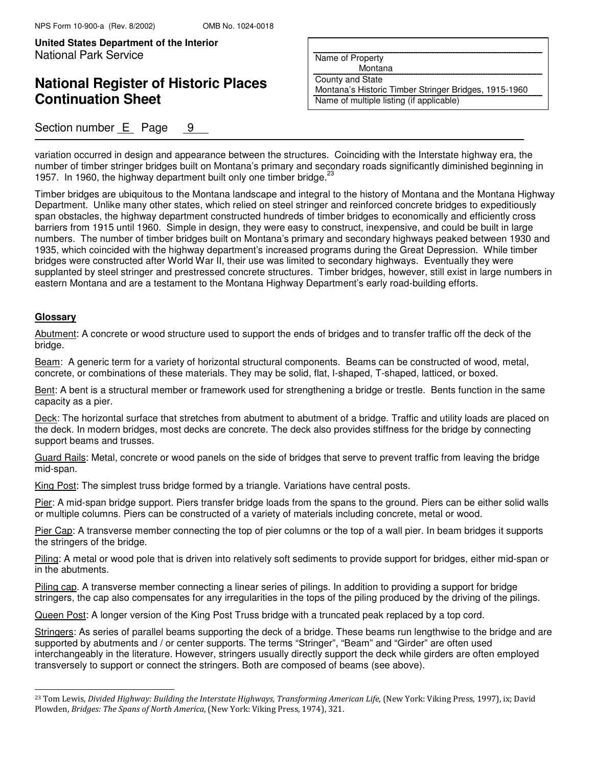variation occurred in design and appearance between the structures. Coinciding with the Interstate highway era, the number of timber stringer bridges built on Montana's primary and secondary roads significantly diminished beginning in 1957. In 1960, the highway department built only one timber bridge.[23]

Timber bridges are ubiquitous to the Montana landscape and integral to the history of Montana and the Montana Highway Department. Unlike many other states, which relied on steel stringer and reinforced concrete bridges to expeditiously span obstacles, the highway department constructed hundreds of timber bridges to economically and efficiently cross barriers from 1915 until 1960. Simple in design, they were easy to construct, inexpensive, and could be built in large numbers. The number of timber bridges built on Montana's primary and secondary highways peaked between 1930 and 1935, which coincided with the highway department's increased programs during the Great Depression. While timber bridges were constructed after World War II, their use was limited to secondary highways. Eventually they were supplanted by steel stringer and prestressed concrete structures. Timber bridges, however, still exist in large numbers in eastern Montana and are a testament to the Montana Highway Department's early road-building efforts.

## Glossary

Abutment: A concrete or wood structure used to support the ends of bridges and to transfer traffic off the deck of the bridge.

Beam: A generic term for a variety of horizontal structural components. Beams can be constructed of wood, metal, concrete, or combinations of these materials. They may be solid, flat, I-shaped, T-shaped, latticed, or boxed.

Bent: A bent is a structural member or framework used for strengthening a bridge or trestle. Bents function in the same capacity as a pier.

Deck: The horizontal surface that stretches from abutment to abutment of a bridge. Traffic and utility loads are placed on the deck. In modern bridges, most decks are concrete. The deck also provides stiffness for the bridge by connecting support beams and trusses.

Guard Rails: Metal, concrete or wood panels on the side of bridges that serve to prevent traffic from leaving the bridge mid-span.

King Post: The simplest truss bridge formed by a triangle. Variations have central posts.

Pier: A mid-span bridge support. Piers transfer bridge loads from the spans to the ground. Piers can be either solid walls or multiple columns. Piers can be constructed of a variety of materials including concrete, metal or wood.

Pier Cap: A transverse member connecting the top of pier columns or the top of a wall pier. In beam bridges it supports the stringers of the bridge.

Piling: A metal or wood pole that is driven into relatively soft sediments to provide support for bridges, either mid-span or in the abutments.

Piling cap. A transverse member connecting a linear series of pilings. In addition to providing a support for bridge stringers, the cap also compensates for any irregularities in the tops of the piling produced by the driving of the pilings.

Queen Post: A longer version of the King Post Truss bridge with a truncated peak replaced by a top cord.

Stringers: As series of parallel beams supporting the deck of a bridge. These beams run lengthwise to the bridge and are supported by abutments and / or center supports. The terms "Stringer", "Beam" and "Girder" are often used interchangeably in the literature. However, stringers usually directly support the deck while girders are often employed transversely to support or connect the stringers. Both are composed of beams (see above).

---

[23] Tom Lewis, *Divided Highway: Building the Interstate Highways, Transforming American Life*, (New York: Viking Press, 1997), ix; David Plowden, *Bridges: The Spans of North America*, (New York: Viking Press, 1974), 321.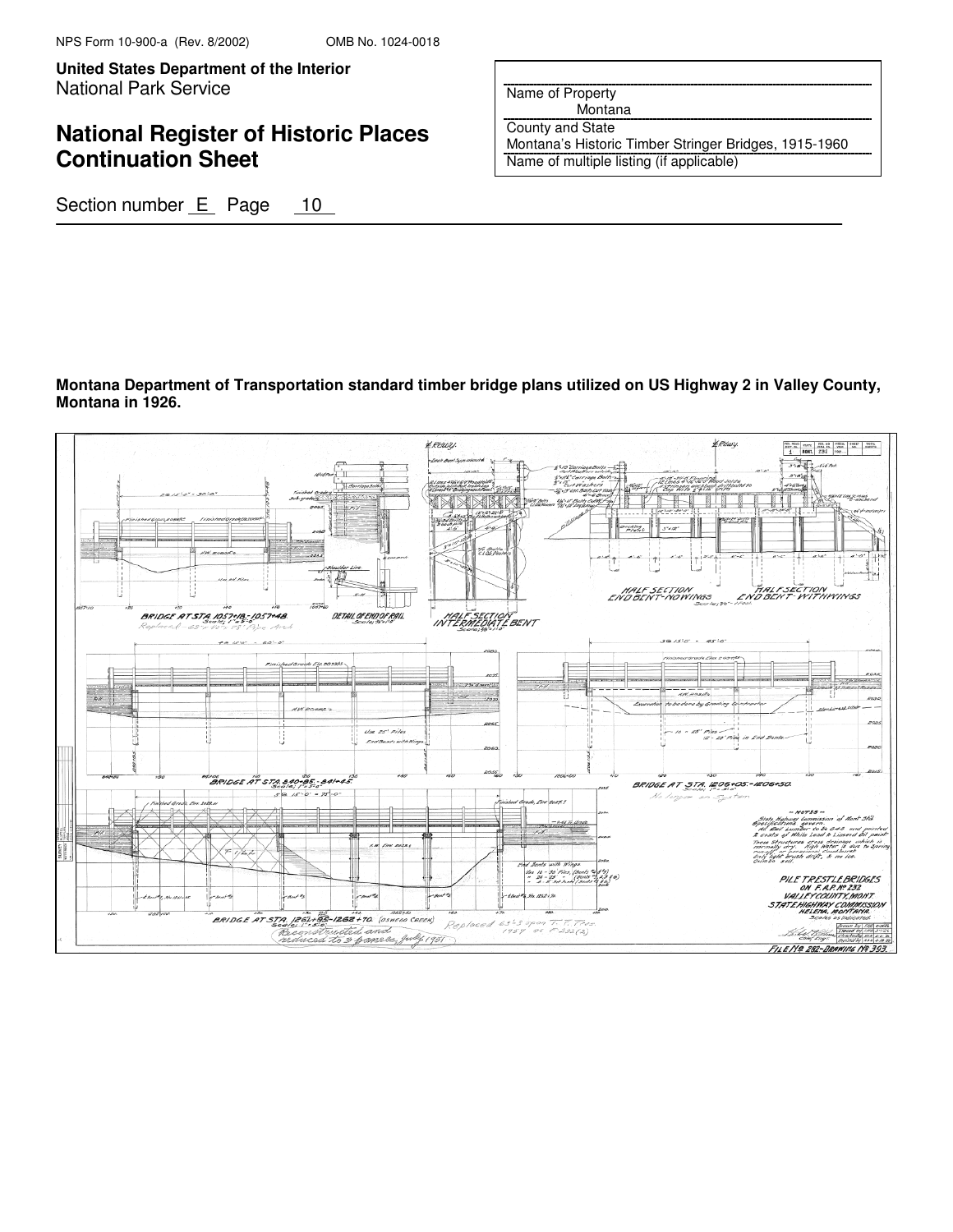Montana's Historic Timber Stringer Bridges, 1915-1960

**Montana Department of Transportation standard timber bridge plans utilized on US Highway 2 in Valley County, Montana in 1926.**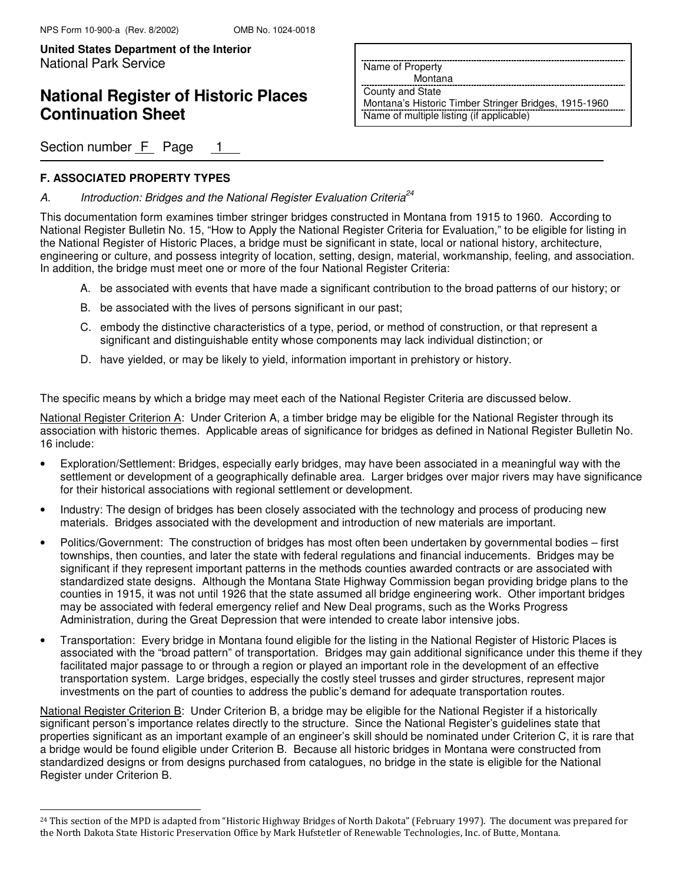## F. ASSOCIATED PROPERTY TYPES

*A. Introduction: Bridges and the National Register Evaluation Criteria*[24]

This documentation form examines timber stringer bridges constructed in Montana from 1915 to 1960. According to National Register Bulletin No. 15, "How to Apply the National Register Criteria for Evaluation," to be eligible for listing in the National Register of Historic Places, a bridge must be significant in state, local or national history, architecture, engineering or culture, and possess integrity of location, setting, design, material, workmanship, feeling, and association. In addition, the bridge must meet one or more of the four National Register Criteria:

A. be associated with events that have made a significant contribution to the broad patterns of our history; or

B. be associated with the lives of persons significant in our past;

C. embody the distinctive characteristics of a type, period, or method of construction, or that represent a significant and distinguishable entity whose components may lack individual distinction; or

D. have yielded, or may be likely to yield, information important in prehistory or history.

The specific means by which a bridge may meet each of the National Register Criteria are discussed below.

National Register Criterion A: Under Criterion A, a timber bridge may be eligible for the National Register through its association with historic themes. Applicable areas of significance for bridges as defined in National Register Bulletin No. 16 include:

- Exploration/Settlement: Bridges, especially early bridges, may have been associated in a meaningful way with the settlement or development of a geographically definable area. Larger bridges over major rivers may have significance for their historical associations with regional settlement or development.
- Industry: The design of bridges has been closely associated with the technology and process of producing new materials. Bridges associated with the development and introduction of new materials are important.
- Politics/Government: The construction of bridges has most often been undertaken by governmental bodies – first townships, then counties, and later the state with federal regulations and financial inducements. Bridges may be significant if they represent important patterns in the methods counties awarded contracts or are associated with standardized state designs. Although the Montana State Highway Commission began providing bridge plans to the counties in 1915, it was not until 1926 that the state assumed all bridge engineering work. Other important bridges may be associated with federal emergency relief and New Deal programs, such as the Works Progress Administration, during the Great Depression that were intended to create labor intensive jobs.
- Transportation: Every bridge in Montana found eligible for the listing in the National Register of Historic Places is associated with the "broad pattern" of transportation. Bridges may gain additional significance under this theme if they facilitated major passage to or through a region or played an important role in the development of an effective transportation system. Large bridges, especially the costly steel trusses and girder structures, represent major investments on the part of counties to address the public's demand for adequate transportation routes.

National Register Criterion B: Under Criterion B, a bridge may be eligible for the National Register if a historically significant person's importance relates directly to the structure. Since the National Register's guidelines state that properties significant as an important example of an engineer's skill should be nominated under Criterion C, it is rare that a bridge would be found eligible under Criterion B. Because all historic bridges in Montana were constructed from standardized designs or from designs purchased from catalogues, no bridge in the state is eligible for the National Register under Criterion B.

[24] This section of the MPD is adapted from "Historic Highway Bridges of North Dakota" (February 1997). The document was prepared for the North Dakota State Historic Preservation Office by Mark Hufstetler of Renewable Technologies, Inc. of Butte, Montana.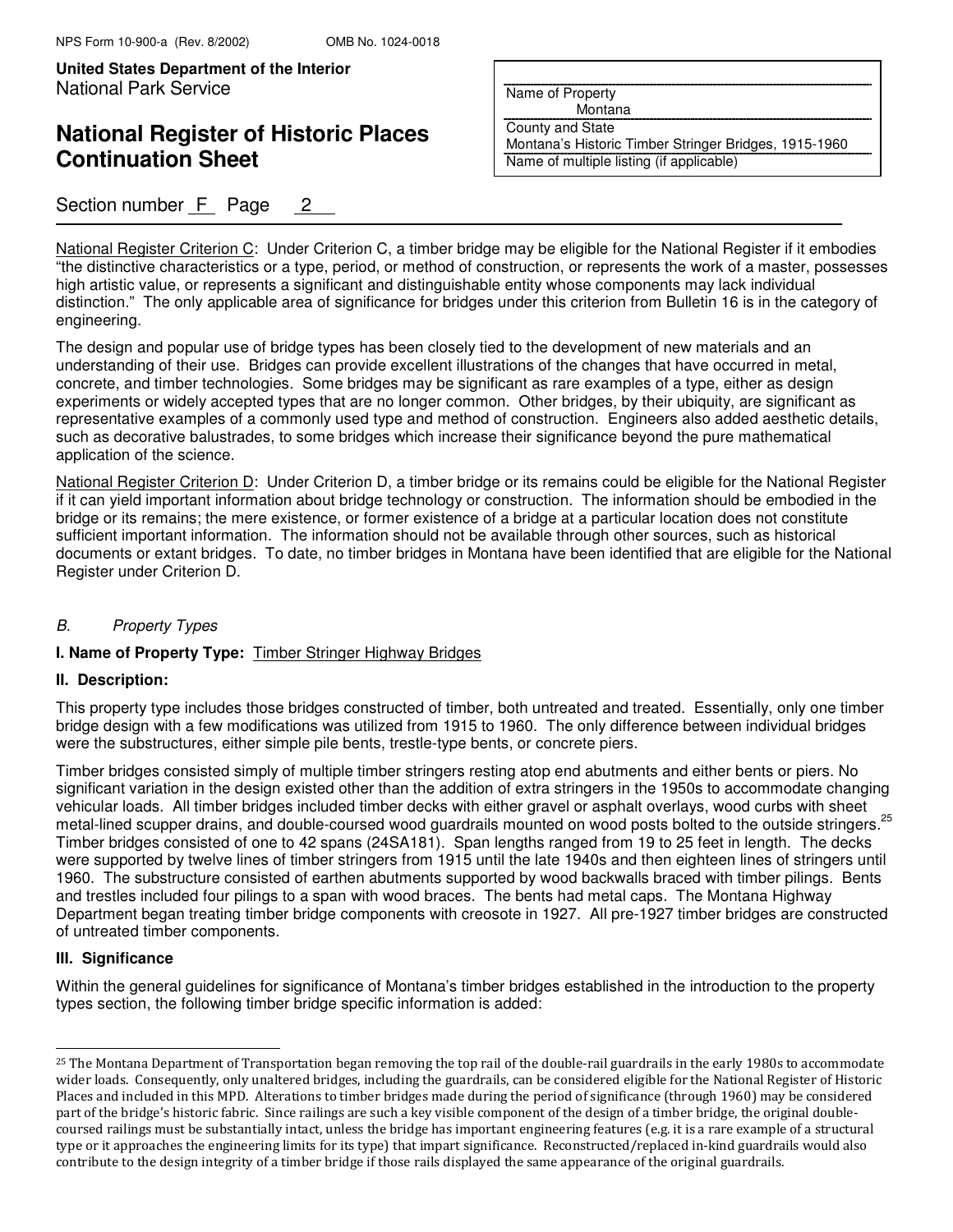Section number F Page 2

National Register Criterion C: Under Criterion C, a timber bridge may be eligible for the National Register if it embodies "the distinctive characteristics or a type, period, or method of construction, or represents the work of a master, possesses high artistic value, or represents a significant and distinguishable entity whose components may lack individual distinction." The only applicable area of significance for bridges under this criterion from Bulletin 16 is in the category of engineering.

The design and popular use of bridge types has been closely tied to the development of new materials and an understanding of their use. Bridges can provide excellent illustrations of the changes that have occurred in metal, concrete, and timber technologies. Some bridges may be significant as rare examples of a type, either as design experiments or widely accepted types that are no longer common. Other bridges, by their ubiquity, are significant as representative examples of a commonly used type and method of construction. Engineers also added aesthetic details, such as decorative balustrades, to some bridges which increase their significance beyond the pure mathematical application of the science.

National Register Criterion D: Under Criterion D, a timber bridge or its remains could be eligible for the National Register if it can yield important information about bridge technology or construction. The information should be embodied in the bridge or its remains; the mere existence, or former existence of a bridge at a particular location does not constitute sufficient important information. The information should not be available through other sources, such as historical documents or extant bridges. To date, no timber bridges in Montana have been identified that are eligible for the National Register under Criterion D.

*B. Property Types*

**I. Name of Property Type:** Timber Stringer Highway Bridges

**II. Description:**

This property type includes those bridges constructed of timber, both untreated and treated. Essentially, only one timber bridge design with a few modifications was utilized from 1915 to 1960. The only difference between individual bridges were the substructures, either simple pile bents, trestle-type bents, or concrete piers.

Timber bridges consisted simply of multiple timber stringers resting atop end abutments and either bents or piers. No significant variation in the design existed other than the addition of extra stringers in the 1950s to accommodate changing vehicular loads. All timber bridges included timber decks with either gravel or asphalt overlays, wood curbs with sheet metal-lined scupper drains, and double-coursed wood guardrails mounted on wood posts bolted to the outside stringers.[25] Timber bridges consisted of one to 42 spans (24SA181). Span lengths ranged from 19 to 25 feet in length. The decks were supported by twelve lines of timber stringers from 1915 until the late 1940s and then eighteen lines of stringers until 1960. The substructure consisted of earthen abutments supported by wood backwalls braced with timber pilings. Bents and trestles included four pilings to a span with wood braces. The bents had metal caps. The Montana Highway Department began treating timber bridge components with creosote in 1927. All pre-1927 timber bridges are constructed of untreated timber components.

**III. Significance**

Within the general guidelines for significance of Montana's timber bridges established in the introduction to the property types section, the following timber bridge specific information is added:

---

[25] The Montana Department of Transportation began removing the top rail of the double-rail guardrails in the early 1980s to accommodate wider loads. Consequently, only unaltered bridges, including the guardrails, can be considered eligible for the National Register of Historic Places and included in this MPD. Alterations to timber bridges made during the period of significance (through 1960) may be considered part of the bridge's historic fabric. Since railings are such a key visible component of the design of a timber bridge, the original double-coursed railings must be substantially intact, unless the bridge has important engineering features (e.g. it is a rare example of a structural type or it approaches the engineering limits for its type) that impart significance. Reconstructed/replaced in-kind guardrails would also contribute to the design integrity of a timber bridge if those rails displayed the same appearance of the original guardrails.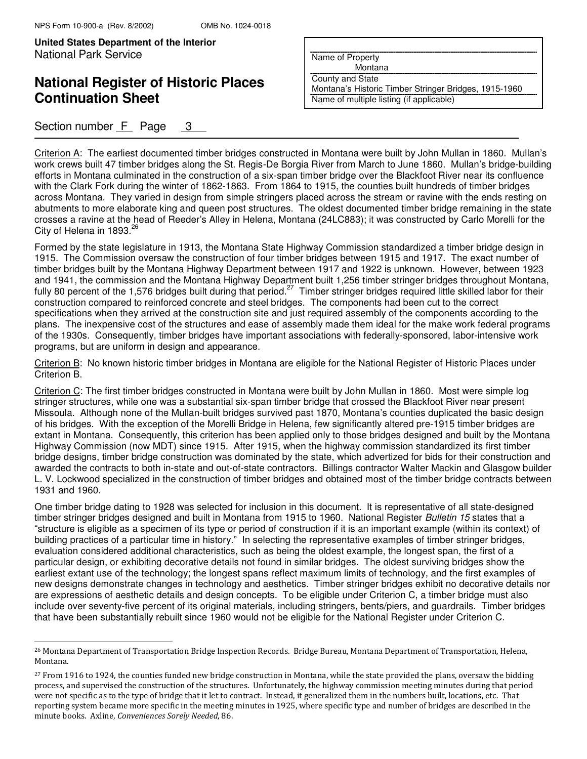Criterion A: The earliest documented timber bridges constructed in Montana were built by John Mullan in 1860. Mullan's work crews built 47 timber bridges along the St. Regis-De Borgia River from March to June 1860. Mullan's bridge-building efforts in Montana culminated in the construction of a six-span timber bridge over the Blackfoot River near its confluence with the Clark Fork during the winter of 1862-1863. From 1864 to 1915, the counties built hundreds of timber bridges across Montana. They varied in design from simple stringers placed across the stream or ravine with the ends resting on abutments to more elaborate king and queen post structures. The oldest documented timber bridge remaining in the state crosses a ravine at the head of Reeder's Alley in Helena, Montana (24LC883); it was constructed by Carlo Morelli for the City of Helena in 1893.[26]

Formed by the state legislature in 1913, the Montana State Highway Commission standardized a timber bridge design in 1915. The Commission oversaw the construction of four timber bridges between 1915 and 1917. The exact number of timber bridges built by the Montana Highway Department between 1917 and 1922 is unknown. However, between 1923 and 1941, the commission and the Montana Highway Department built 1,256 timber stringer bridges throughout Montana, fully 80 percent of the 1,576 bridges built during that period.[27] Timber stringer bridges required little skilled labor for their construction compared to reinforced concrete and steel bridges. The components had been cut to the correct specifications when they arrived at the construction site and just required assembly of the components according to the plans. The inexpensive cost of the structures and ease of assembly made them ideal for the make work federal programs of the 1930s. Consequently, timber bridges have important associations with federally-sponsored, labor-intensive work programs, but are uniform in design and appearance.

Criterion B: No known historic timber bridges in Montana are eligible for the National Register of Historic Places under Criterion B.

Criterion C: The first timber bridges constructed in Montana were built by John Mullan in 1860. Most were simple log stringer structures, while one was a substantial six-span timber bridge that crossed the Blackfoot River near present Missoula. Although none of the Mullan-built bridges survived past 1870, Montana's counties duplicated the basic design of his bridges. With the exception of the Morelli Bridge in Helena, few significantly altered pre-1915 timber bridges are extant in Montana. Consequently, this criterion has been applied only to those bridges designed and built by the Montana Highway Commission (now MDT) since 1915. After 1915, when the highway commission standardized its first timber bridge designs, timber bridge construction was dominated by the state, which advertized for bids for their construction and awarded the contracts to both in-state and out-of-state contractors. Billings contractor Walter Mackin and Glasgow builder L. V. Lockwood specialized in the construction of timber bridges and obtained most of the timber bridge contracts between 1931 and 1960.

One timber bridge dating to 1928 was selected for inclusion in this document. It is representative of all state-designed timber stringer bridges designed and built in Montana from 1915 to 1960. National Register *Bulletin 15* states that a "structure is eligible as a specimen of its type or period of construction if it is an important example (within its context) of building practices of a particular time in history." In selecting the representative examples of timber stringer bridges, evaluation considered additional characteristics, such as being the oldest example, the longest span, the first of a particular design, or exhibiting decorative details not found in similar bridges. The oldest surviving bridges show the earliest extant use of the technology; the longest spans reflect maximum limits of technology, and the first examples of new designs demonstrate changes in technology and aesthetics. Timber stringer bridges exhibit no decorative details nor are expressions of aesthetic details and design concepts. To be eligible under Criterion C, a timber bridge must also include over seventy-five percent of its original materials, including stringers, bents/piers, and guardrails. Timber bridges that have been substantially rebuilt since 1960 would not be eligible for the National Register under Criterion C.

---

[26] Montana Department of Transportation Bridge Inspection Records. Bridge Bureau, Montana Department of Transportation, Helena, Montana.

[27] From 1916 to 1924, the counties funded new bridge construction in Montana, while the state provided the plans, oversaw the bidding process, and supervised the construction of the structures. Unfortunately, the highway commission meeting minutes during that period were not specific as to the type of bridge that it let to contract. Instead, it generalized them in the numbers built, locations, etc. That reporting system became more specific in the meeting minutes in 1925, where specific type and number of bridges are described in the minute books. Axline, *Conveniences Sorely Needed*, 86.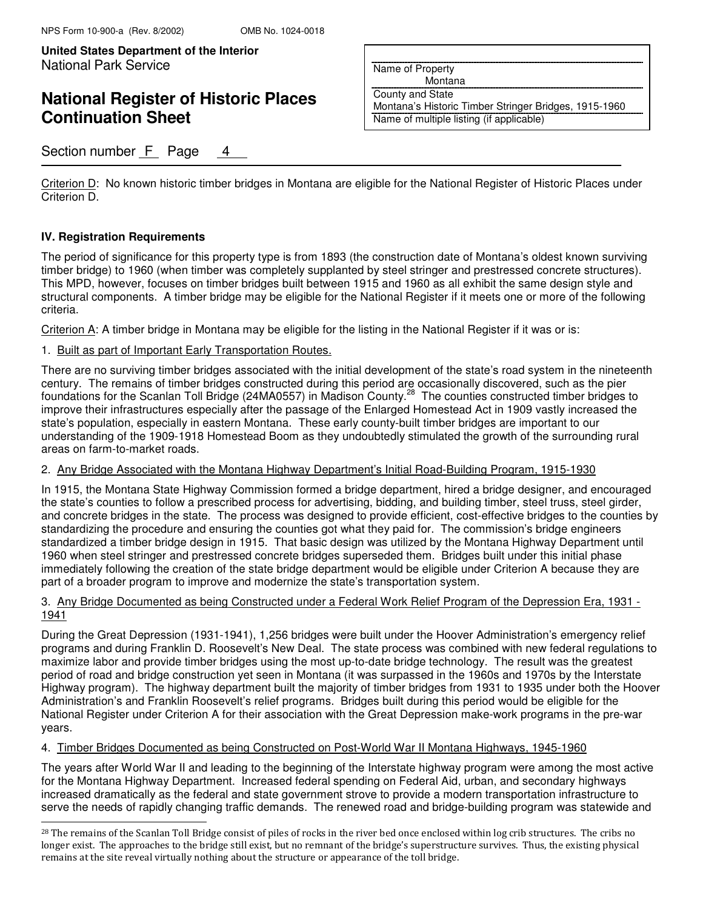Criterion D: No known historic timber bridges in Montana are eligible for the National Register of Historic Places under Criterion D.

### IV. Registration Requirements

The period of significance for this property type is from 1893 (the construction date of Montana's oldest known surviving timber bridge) to 1960 (when timber was completely supplanted by steel stringer and prestressed concrete structures). This MPD, however, focuses on timber bridges built between 1915 and 1960 as all exhibit the same design style and structural components. A timber bridge may be eligible for the National Register if it meets one or more of the following criteria.

Criterion A: A timber bridge in Montana may be eligible for the listing in the National Register if it was or is:

1. Built as part of Important Early Transportation Routes.

There are no surviving timber bridges associated with the initial development of the state's road system in the nineteenth century. The remains of timber bridges constructed during this period are occasionally discovered, such as the pier foundations for the Scanlan Toll Bridge (24MA0557) in Madison County.[28] The counties constructed timber bridges to improve their infrastructures especially after the passage of the Enlarged Homestead Act in 1909 vastly increased the state's population, especially in eastern Montana. These early county-built timber bridges are important to our understanding of the 1909-1918 Homestead Boom as they undoubtedly stimulated the growth of the surrounding rural areas on farm-to-market roads.

2. Any Bridge Associated with the Montana Highway Department's Initial Road-Building Program, 1915-1930

In 1915, the Montana State Highway Commission formed a bridge department, hired a bridge designer, and encouraged the state's counties to follow a prescribed process for advertising, bidding, and building timber, steel truss, steel girder, and concrete bridges in the state. The process was designed to provide efficient, cost-effective bridges to the counties by standardizing the procedure and ensuring the counties got what they paid for. The commission's bridge engineers standardized a timber bridge design in 1915. That basic design was utilized by the Montana Highway Department until 1960 when steel stringer and prestressed concrete bridges superseded them. Bridges built under this initial phase immediately following the creation of the state bridge department would be eligible under Criterion A because they are part of a broader program to improve and modernize the state's transportation system.

3. Any Bridge Documented as being Constructed under a Federal Work Relief Program of the Depression Era, 1931 - 1941

During the Great Depression (1931-1941), 1,256 bridges were built under the Hoover Administration's emergency relief programs and during Franklin D. Roosevelt's New Deal. The state process was combined with new federal regulations to maximize labor and provide timber bridges using the most up-to-date bridge technology. The result was the greatest period of road and bridge construction yet seen in Montana (it was surpassed in the 1960s and 1970s by the Interstate Highway program). The highway department built the majority of timber bridges from 1931 to 1935 under both the Hoover Administration's and Franklin Roosevelt's relief programs. Bridges built during this period would be eligible for the National Register under Criterion A for their association with the Great Depression make-work programs in the pre-war years.

4. Timber Bridges Documented as being Constructed on Post-World War II Montana Highways, 1945-1960

The years after World War II and leading to the beginning of the Interstate highway program were among the most active for the Montana Highway Department. Increased federal spending on Federal Aid, urban, and secondary highways increased dramatically as the federal and state government strove to provide a modern transportation infrastructure to serve the needs of rapidly changing traffic demands. The renewed road and bridge-building program was statewide and

[28] The remains of the Scanlan Toll Bridge consist of piles of rocks in the river bed once enclosed within log crib structures. The cribs no longer exist. The approaches to the bridge still exist, but no remnant of the bridge's superstructure survives. Thus, the existing physical remains at the site reveal virtually nothing about the structure or appearance of the toll bridge.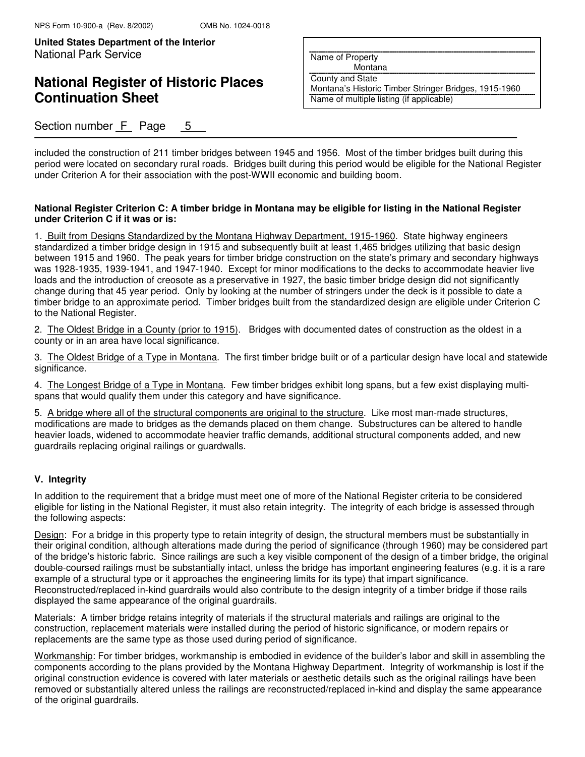included the construction of 211 timber bridges between 1945 and 1956. Most of the timber bridges built during this period were located on secondary rural roads. Bridges built during this period would be eligible for the National Register under Criterion A for their association with the post-WWII economic and building boom.

**National Register Criterion C: A timber bridge in Montana may be eligible for listing in the National Register under Criterion C if it was or is:**

1. Built from Designs Standardized by the Montana Highway Department, 1915-1960. State highway engineers standardized a timber bridge design in 1915 and subsequently built at least 1,465 bridges utilizing that basic design between 1915 and 1960. The peak years for timber bridge construction on the state's primary and secondary highways was 1928-1935, 1939-1941, and 1947-1940. Except for minor modifications to the decks to accommodate heavier live loads and the introduction of creosote as a preservative in 1927, the basic timber bridge design did not significantly change during that 45 year period. Only by looking at the number of stringers under the deck is it possible to date a timber bridge to an approximate period. Timber bridges built from the standardized design are eligible under Criterion C to the National Register.

2. The Oldest Bridge in a County (prior to 1915). Bridges with documented dates of construction as the oldest in a county or in an area have local significance.

3. The Oldest Bridge of a Type in Montana. The first timber bridge built or of a particular design have local and statewide significance.

4. The Longest Bridge of a Type in Montana. Few timber bridges exhibit long spans, but a few exist displaying multi-spans that would qualify them under this category and have significance.

5. A bridge where all of the structural components are original to the structure. Like most man-made structures, modifications are made to bridges as the demands placed on them change. Substructures can be altered to handle heavier loads, widened to accommodate heavier traffic demands, additional structural components added, and new guardrails replacing original railings or guardwalls.

### V. Integrity

In addition to the requirement that a bridge must meet one of more of the National Register criteria to be considered eligible for listing in the National Register, it must also retain integrity. The integrity of each bridge is assessed through the following aspects:

Design: For a bridge in this property type to retain integrity of design, the structural members must be substantially in their original condition, although alterations made during the period of significance (through 1960) may be considered part of the bridge's historic fabric. Since railings are such a key visible component of the design of a timber bridge, the original double-coursed railings must be substantially intact, unless the bridge has important engineering features (e.g. it is a rare example of a structural type or it approaches the engineering limits for its type) that impart significance. Reconstructed/replaced in-kind guardrails would also contribute to the design integrity of a timber bridge if those rails displayed the same appearance of the original guardrails.

Materials: A timber bridge retains integrity of materials if the structural materials and railings are original to the construction, replacement materials were installed during the period of historic significance, or modern repairs or replacements are the same type as those used during period of significance.

Workmanship: For timber bridges, workmanship is embodied in evidence of the builder's labor and skill in assembling the components according to the plans provided by the Montana Highway Department. Integrity of workmanship is lost if the original construction evidence is covered with later materials or aesthetic details such as the original railings have been removed or substantially altered unless the railings are reconstructed/replaced in-kind and display the same appearance of the original guardrails.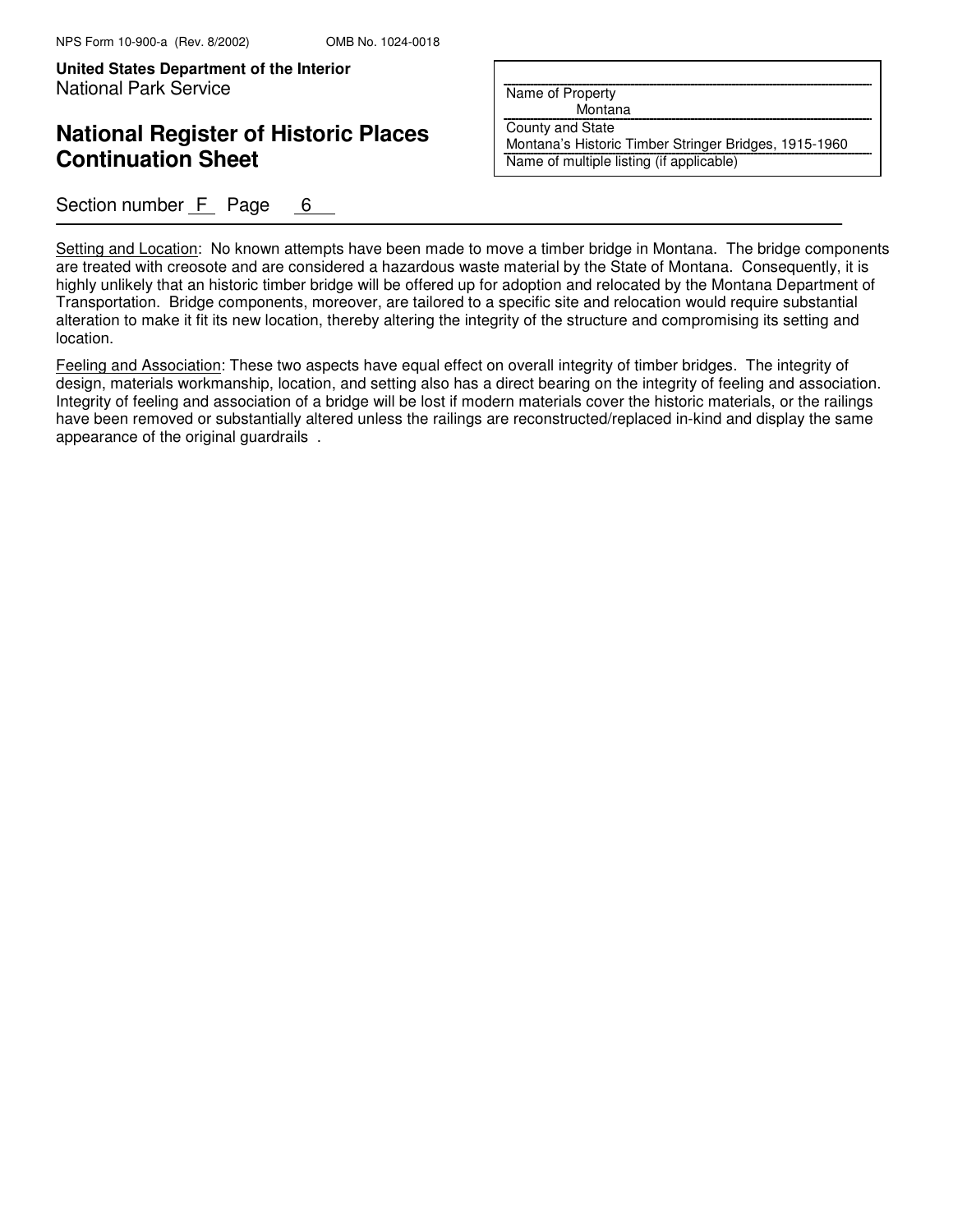Setting and Location: No known attempts have been made to move a timber bridge in Montana. The bridge components are treated with creosote and are considered a hazardous waste material by the State of Montana. Consequently, it is highly unlikely that an historic timber bridge will be offered up for adoption and relocated by the Montana Department of Transportation. Bridge components, moreover, are tailored to a specific site and relocation would require substantial alteration to make it fit its new location, thereby altering the integrity of the structure and compromising its setting and location.

Feeling and Association: These two aspects have equal effect on overall integrity of timber bridges. The integrity of design, materials workmanship, location, and setting also has a direct bearing on the integrity of feeling and association. Integrity of feeling and association of a bridge will be lost if modern materials cover the historic materials, or the railings have been removed or substantially altered unless the railings are reconstructed/replaced in-kind and display the same appearance of the original guardrails .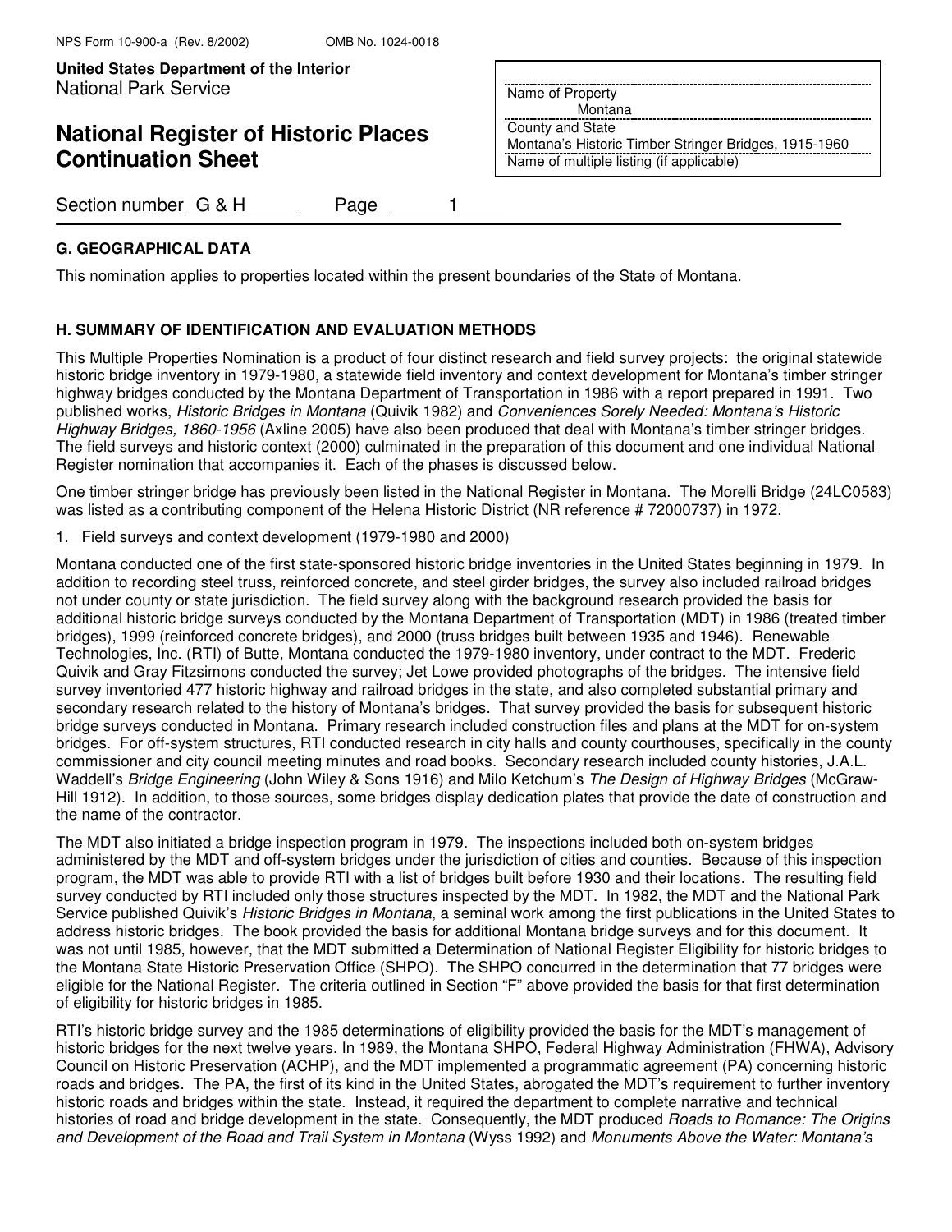## G. GEOGRAPHICAL DATA

This nomination applies to properties located within the present boundaries of the State of Montana.

## H. SUMMARY OF IDENTIFICATION AND EVALUATION METHODS

This Multiple Properties Nomination is a product of four distinct research and field survey projects: the original statewide historic bridge inventory in 1979-1980, a statewide field inventory and context development for Montana's timber stringer highway bridges conducted by the Montana Department of Transportation in 1986 with a report prepared in 1991. Two published works, *Historic Bridges in Montana* (Quivik 1982) and *Conveniences Sorely Needed: Montana's Historic Highway Bridges, 1860-1956* (Axline 2005) have also been produced that deal with Montana's timber stringer bridges. The field surveys and historic context (2000) culminated in the preparation of this document and one individual National Register nomination that accompanies it. Each of the phases is discussed below.

One timber stringer bridge has previously been listed in the National Register in Montana. The Morelli Bridge (24LC0583) was listed as a contributing component of the Helena Historic District (NR reference # 72000737) in 1972.

1. Field surveys and context development (1979-1980 and 2000)

Montana conducted one of the first state-sponsored historic bridge inventories in the United States beginning in 1979. In addition to recording steel truss, reinforced concrete, and steel girder bridges, the survey also included railroad bridges not under county or state jurisdiction. The field survey along with the background research provided the basis for additional historic bridge surveys conducted by the Montana Department of Transportation (MDT) in 1986 (treated timber bridges), 1999 (reinforced concrete bridges), and 2000 (truss bridges built between 1935 and 1946). Renewable Technologies, Inc. (RTI) of Butte, Montana conducted the 1979-1980 inventory, under contract to the MDT. Frederic Quivik and Gray Fitzsimons conducted the survey; Jet Lowe provided photographs of the bridges. The intensive field survey inventoried 477 historic highway and railroad bridges in the state, and also completed substantial primary and secondary research related to the history of Montana's bridges. That survey provided the basis for subsequent historic bridge surveys conducted in Montana. Primary research included construction files and plans at the MDT for on-system bridges. For off-system structures, RTI conducted research in city halls and county courthouses, specifically in the county commissioner and city council meeting minutes and road books. Secondary research included county histories, J.A.L. Waddell's *Bridge Engineering* (John Wiley & Sons 1916) and Milo Ketchum's *The Design of Highway Bridges* (McGraw-Hill 1912). In addition, to those sources, some bridges display dedication plates that provide the date of construction and the name of the contractor.

The MDT also initiated a bridge inspection program in 1979. The inspections included both on-system bridges administered by the MDT and off-system bridges under the jurisdiction of cities and counties. Because of this inspection program, the MDT was able to provide RTI with a list of bridges built before 1930 and their locations. The resulting field survey conducted by RTI included only those structures inspected by the MDT. In 1982, the MDT and the National Park Service published Quivik's *Historic Bridges in Montana*, a seminal work among the first publications in the United States to address historic bridges. The book provided the basis for additional Montana bridge surveys and for this document. It was not until 1985, however, that the MDT submitted a Determination of National Register Eligibility for historic bridges to the Montana State Historic Preservation Office (SHPO). The SHPO concurred in the determination that 77 bridges were eligible for the National Register. The criteria outlined in Section "F" above provided the basis for that first determination of eligibility for historic bridges in 1985.

RTI's historic bridge survey and the 1985 determinations of eligibility provided the basis for the MDT's management of historic bridges for the next twelve years. In 1989, the Montana SHPO, Federal Highway Administration (FHWA), Advisory Council on Historic Preservation (ACHP), and the MDT implemented a programmatic agreement (PA) concerning historic roads and bridges. The PA, the first of its kind in the United States, abrogated the MDT's requirement to further inventory historic roads and bridges within the state. Instead, it required the department to complete narrative and technical histories of road and bridge development in the state. Consequently, the MDT produced *Roads to Romance: The Origins and Development of the Road and Trail System in Montana* (Wyss 1992) and *Monuments Above the Water: Montana's*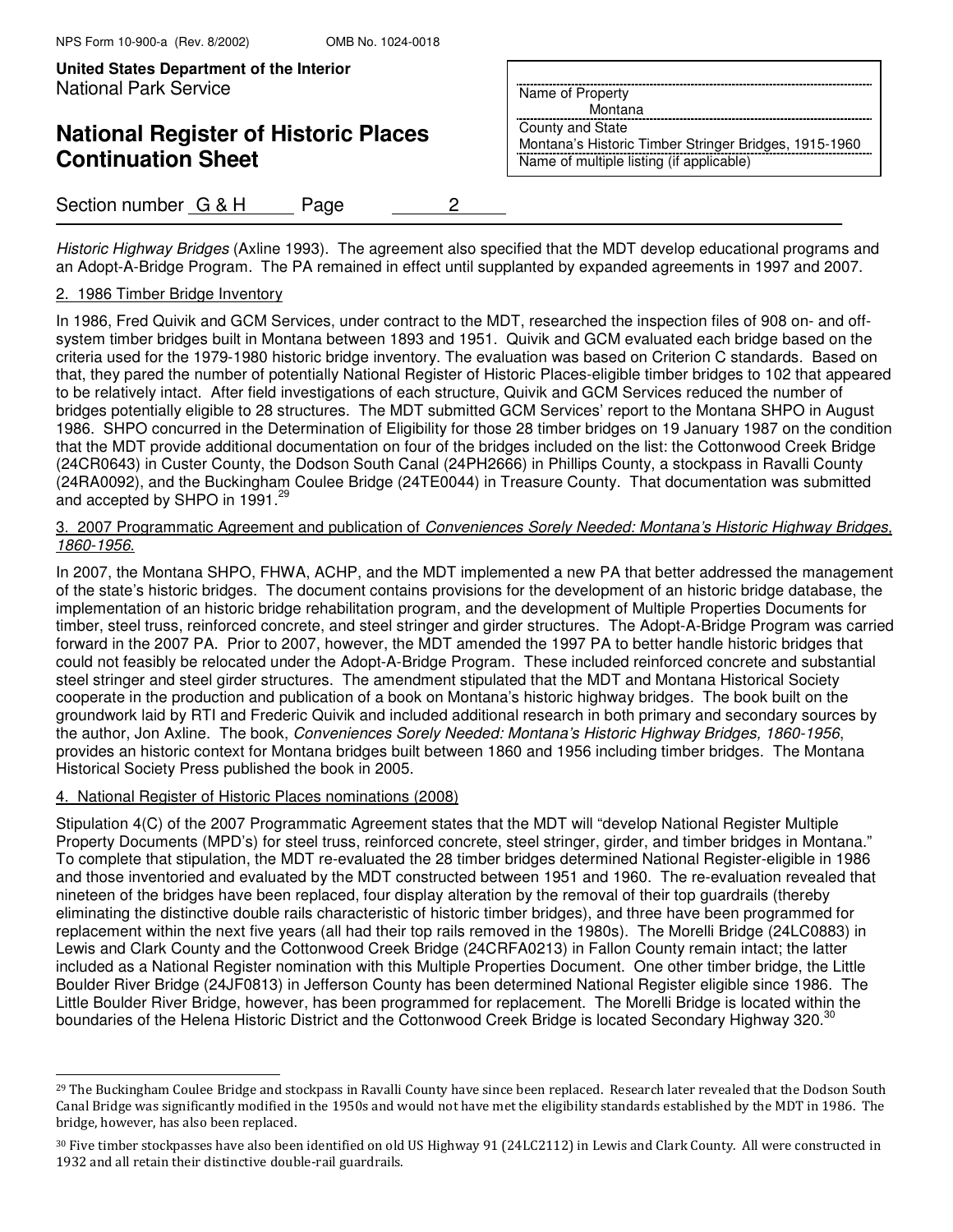*Historic Highway Bridges* (Axline 1993). The agreement also specified that the MDT develop educational programs and an Adopt-A-Bridge Program. The PA remained in effect until supplanted by expanded agreements in 1997 and 2007.

2. 1986 Timber Bridge Inventory

In 1986, Fred Quivik and GCM Services, under contract to the MDT, researched the inspection files of 908 on- and off-system timber bridges built in Montana between 1893 and 1951. Quivik and GCM evaluated each bridge based on the criteria used for the 1979-1980 historic bridge inventory. The evaluation was based on Criterion C standards. Based on that, they pared the number of potentially National Register of Historic Places-eligible timber bridges to 102 that appeared to be relatively intact. After field investigations of each structure, Quivik and GCM Services reduced the number of bridges potentially eligible to 28 structures. The MDT submitted GCM Services' report to the Montana SHPO in August 1986. SHPO concurred in the Determination of Eligibility for those 28 timber bridges on 19 January 1987 on the condition that the MDT provide additional documentation on four of the bridges included on the list: the Cottonwood Creek Bridge (24CR0643) in Custer County, the Dodson South Canal (24PH2666) in Phillips County, a stockpass in Ravalli County (24RA0092), and the Buckingham Coulee Bridge (24TE0044) in Treasure County. That documentation was submitted and accepted by SHPO in 1991.[29]

3. 2007 Programmatic Agreement and publication of *Conveniences Sorely Needed: Montana's Historic Highway Bridges, 1860-1956*.

In 2007, the Montana SHPO, FHWA, ACHP, and the MDT implemented a new PA that better addressed the management of the state's historic bridges. The document contains provisions for the development of an historic bridge database, the implementation of an historic bridge rehabilitation program, and the development of Multiple Properties Documents for timber, steel truss, reinforced concrete, and steel stringer and girder structures. The Adopt-A-Bridge Program was carried forward in the 2007 PA. Prior to 2007, however, the MDT amended the 1997 PA to better handle historic bridges that could not feasibly be relocated under the Adopt-A-Bridge Program. These included reinforced concrete and substantial steel stringer and steel girder structures. The amendment stipulated that the MDT and Montana Historical Society cooperate in the production and publication of a book on Montana's historic highway bridges. The book built on the groundwork laid by RTI and Frederic Quivik and included additional research in both primary and secondary sources by the author, Jon Axline. The book, *Conveniences Sorely Needed: Montana's Historic Highway Bridges, 1860-1956*, provides an historic context for Montana bridges built between 1860 and 1956 including timber bridges. The Montana Historical Society Press published the book in 2005.

4. National Register of Historic Places nominations (2008)

Stipulation 4(C) of the 2007 Programmatic Agreement states that the MDT will "develop National Register Multiple Property Documents (MPD's) for steel truss, reinforced concrete, steel stringer, girder, and timber bridges in Montana." To complete that stipulation, the MDT re-evaluated the 28 timber bridges determined National Register-eligible in 1986 and those inventoried and evaluated by the MDT constructed between 1951 and 1960. The re-evaluation revealed that nineteen of the bridges have been replaced, four display alteration by the removal of their top guardrails (thereby eliminating the distinctive double rails characteristic of historic timber bridges), and three have been programmed for replacement within the next five years (all had their top rails removed in the 1980s). The Morelli Bridge (24LC0883) in Lewis and Clark County and the Cottonwood Creek Bridge (24CRFA0213) in Fallon County remain intact; the latter included as a National Register nomination with this Multiple Properties Document. One other timber bridge, the Little Boulder River Bridge (24JF0813) in Jefferson County has been determined National Register eligible since 1986. The Little Boulder River Bridge, however, has been programmed for replacement. The Morelli Bridge is located within the boundaries of the Helena Historic District and the Cottonwood Creek Bridge is located Secondary Highway 320.[30]

---

[29] The Buckingham Coulee Bridge and stockpass in Ravalli County have since been replaced. Research later revealed that the Dodson South Canal Bridge was significantly modified in the 1950s and would not have met the eligibility standards established by the MDT in 1986. The bridge, however, has also been replaced.

[30] Five timber stockpasses have also been identified on old US Highway 91 (24LC2112) in Lewis and Clark County. All were constructed in 1932 and all retain their distinctive double-rail guardrails.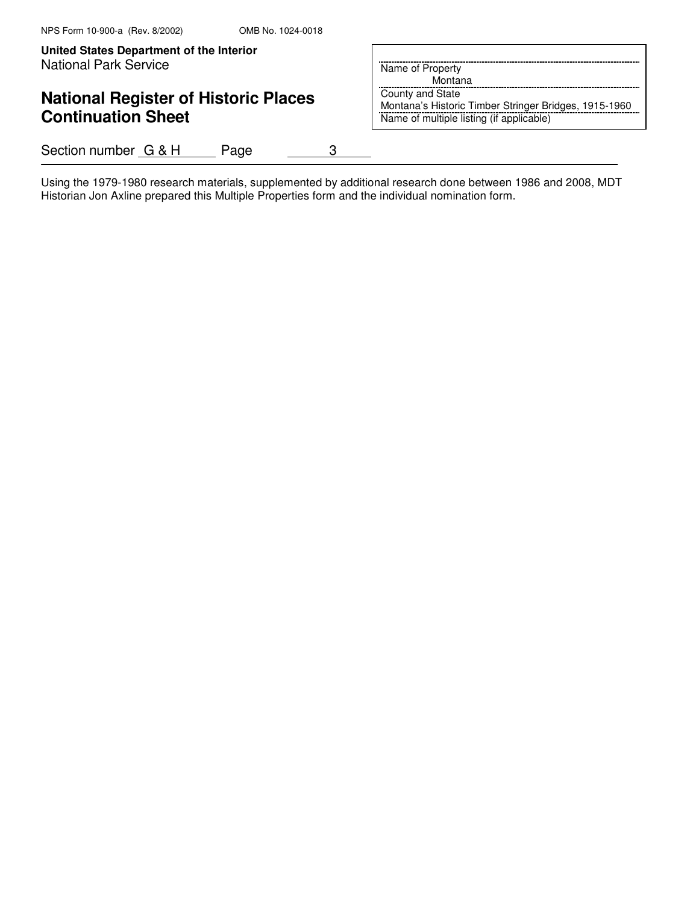Using the 1979-1980 research materials, supplemented by additional research done between 1986 and 2008, MDT Historian Jon Axline prepared this Multiple Properties form and the individual nomination form.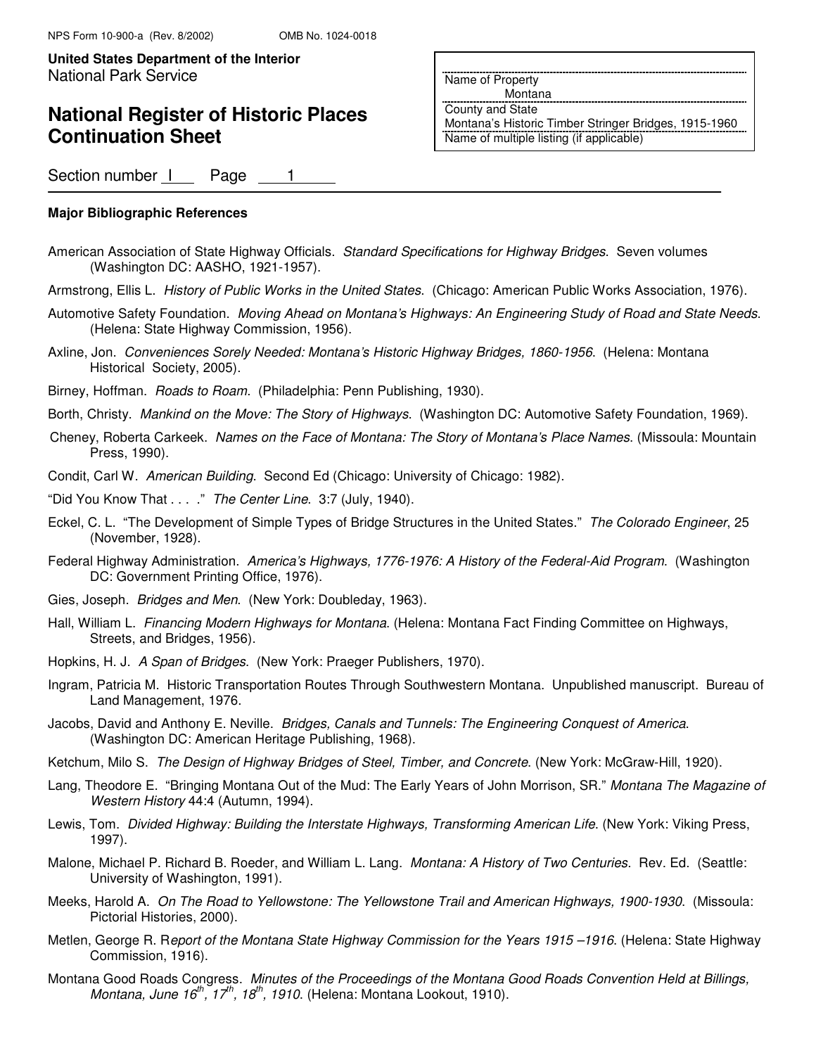NPS Form 10-900-a (Rev. 8/2002) OMB No. 1024-0018

**United States Department of the Interior**
National Park Service

# National Register of Historic Places Continuation Sheet

| |
|---|
| Name of Property |
| Montana |
| County and State |
| Montana's Historic Timber Stringer Bridges, 1915-1960 |
| Name of multiple listing (if applicable) |

Section number I Page 1

**Major Bibliographic References**

American Association of State Highway Officials. *Standard Specifications for Highway Bridges*. Seven volumes (Washington DC: AASHO, 1921-1957).

Armstrong, Ellis L. *History of Public Works in the United States*. (Chicago: American Public Works Association, 1976).

Automotive Safety Foundation. *Moving Ahead on Montana's Highways: An Engineering Study of Road and State Needs*. (Helena: State Highway Commission, 1956).

Axline, Jon. *Conveniences Sorely Needed: Montana's Historic Highway Bridges, 1860-1956*. (Helena: Montana Historical Society, 2005).

Birney, Hoffman. *Roads to Roam*. (Philadelphia: Penn Publishing, 1930).

Borth, Christy. *Mankind on the Move: The Story of Highways*. (Washington DC: Automotive Safety Foundation, 1969).

Cheney, Roberta Carkeek. *Names on the Face of Montana: The Story of Montana's Place Names*. (Missoula: Mountain Press, 1990).

Condit, Carl W. *American Building*. Second Ed (Chicago: University of Chicago: 1982).

"Did You Know That . . . ." *The Center Line*. 3:7 (July, 1940).

Eckel, C. L. "The Development of Simple Types of Bridge Structures in the United States." *The Colorado Engineer*, 25 (November, 1928).

Federal Highway Administration. *America's Highways, 1776-1976: A History of the Federal-Aid Program*. (Washington DC: Government Printing Office, 1976).

Gies, Joseph. *Bridges and Men*. (New York: Doubleday, 1963).

Hall, William L. *Financing Modern Highways for Montana*. (Helena: Montana Fact Finding Committee on Highways, Streets, and Bridges, 1956).

Hopkins, H. J. *A Span of Bridges.* (New York: Praeger Publishers, 1970).

Ingram, Patricia M. Historic Transportation Routes Through Southwestern Montana. Unpublished manuscript. Bureau of Land Management, 1976.

Jacobs, David and Anthony E. Neville. *Bridges, Canals and Tunnels: The Engineering Conquest of America*. (Washington DC: American Heritage Publishing, 1968).

Ketchum, Milo S. *The Design of Highway Bridges of Steel, Timber, and Concrete*. (New York: McGraw-Hill, 1920).

Lang, Theodore E. "Bringing Montana Out of the Mud: The Early Years of John Morrison, SR." *Montana The Magazine of Western History* 44:4 (Autumn, 1994).

Lewis, Tom. *Divided Highway: Building the Interstate Highways, Transforming American Life*. (New York: Viking Press, 1997).

Malone, Michael P. Richard B. Roeder, and William L. Lang. *Montana: A History of Two Centuries.* Rev. Ed. (Seattle: University of Washington, 1991).

Meeks, Harold A. *On The Road to Yellowstone: The Yellowstone Trail and American Highways, 1900-1930*. (Missoula: Pictorial Histories, 2000).

Metlen, George R. R*eport of the Montana State Highway Commission for the Years 1915 –1916*. (Helena: State Highway Commission, 1916).

Montana Good Roads Congress. *Minutes of the Proceedings of the Montana Good Roads Convention Held at Billings, Montana, June 16th, 17th, 18th, 1910*. (Helena: Montana Lookout, 1910).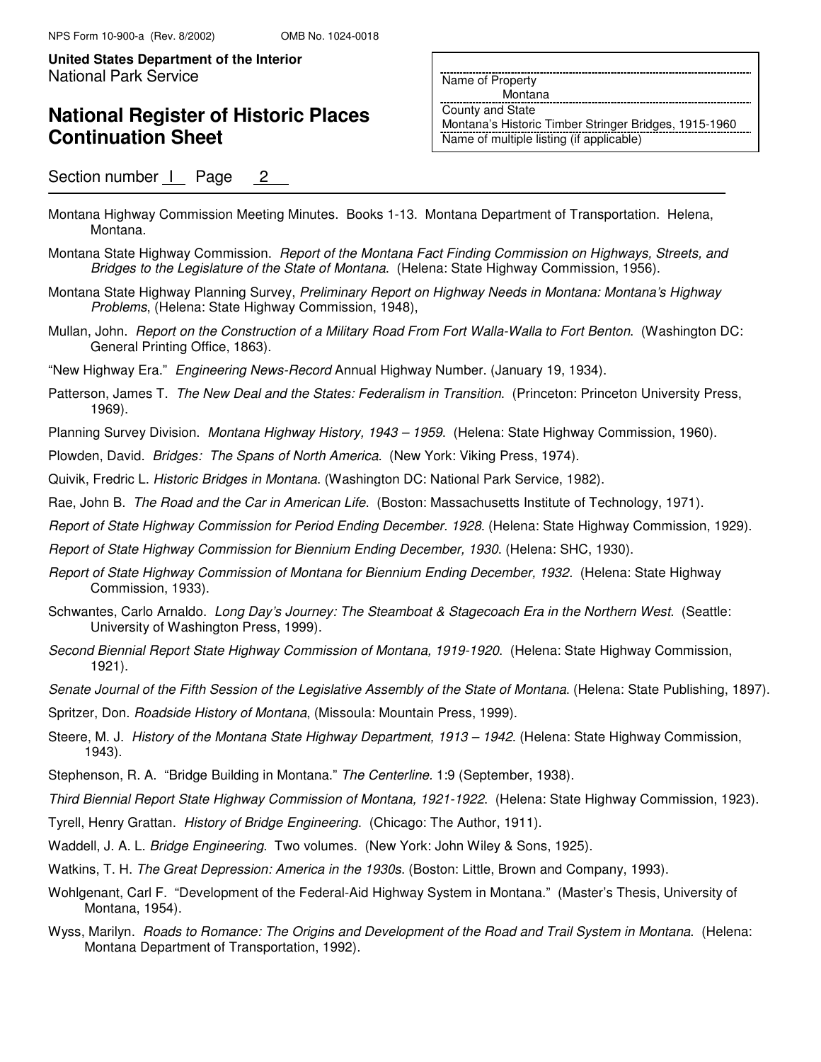Montana Highway Commission Meeting Minutes. Books 1-13. Montana Department of Transportation. Helena, Montana.

Montana State Highway Commission. *Report of the Montana Fact Finding Commission on Highways, Streets, and Bridges to the Legislature of the State of Montana*. (Helena: State Highway Commission, 1956).

Montana State Highway Planning Survey, *Preliminary Report on Highway Needs in Montana: Montana's Highway Problems*, (Helena: State Highway Commission, 1948),

Mullan, John. *Report on the Construction of a Military Road From Fort Walla-Walla to Fort Benton*. (Washington DC: General Printing Office, 1863).

"New Highway Era." *Engineering News-Record* Annual Highway Number. (January 19, 1934).

Patterson, James T. *The New Deal and the States: Federalism in Transition*. (Princeton: Princeton University Press, 1969).

Planning Survey Division. *Montana Highway History, 1943 – 1959*. (Helena: State Highway Commission, 1960).

Plowden, David. *Bridges: The Spans of North America*. (New York: Viking Press, 1974).

Quivik, Fredric L. *Historic Bridges in Montana*. (Washington DC: National Park Service, 1982).

Rae, John B. *The Road and the Car in American Life*. (Boston: Massachusetts Institute of Technology, 1971).

*Report of State Highway Commission for Period Ending December. 1928*. (Helena: State Highway Commission, 1929).

*Report of State Highway Commission for Biennium Ending December, 1930*. (Helena: SHC, 1930).

*Report of State Highway Commission of Montana for Biennium Ending December, 1932.* (Helena: State Highway Commission, 1933).

Schwantes, Carlo Arnaldo. *Long Day's Journey: The Steamboat & Stagecoach Era in the Northern West*. (Seattle: University of Washington Press, 1999).

*Second Biennial Report State Highway Commission of Montana, 1919-1920*. (Helena: State Highway Commission, 1921).

*Senate Journal of the Fifth Session of the Legislative Assembly of the State of Montana*. (Helena: State Publishing, 1897).

Spritzer, Don. *Roadside History of Montana*, (Missoula: Mountain Press, 1999).

Steere, M. J. *History of the Montana State Highway Department, 1913 – 1942*. (Helena: State Highway Commission, 1943).

Stephenson, R. A. "Bridge Building in Montana." *The Centerline*. 1:9 (September, 1938).

*Third Biennial Report State Highway Commission of Montana, 1921-1922*. (Helena: State Highway Commission, 1923).

Tyrell, Henry Grattan. *History of Bridge Engineering*. (Chicago: The Author, 1911).

Waddell, J. A. L. *Bridge Engineering*. Two volumes. (New York: John Wiley & Sons, 1925).

Watkins, T. H. *The Great Depression: America in the 1930s*. (Boston: Little, Brown and Company, 1993).

Wohlgenant, Carl F. "Development of the Federal-Aid Highway System in Montana." (Master's Thesis, University of Montana, 1954).

Wyss, Marilyn. *Roads to Romance: The Origins and Development of the Road and Trail System in Montana*. (Helena: Montana Department of Transportation, 1992).